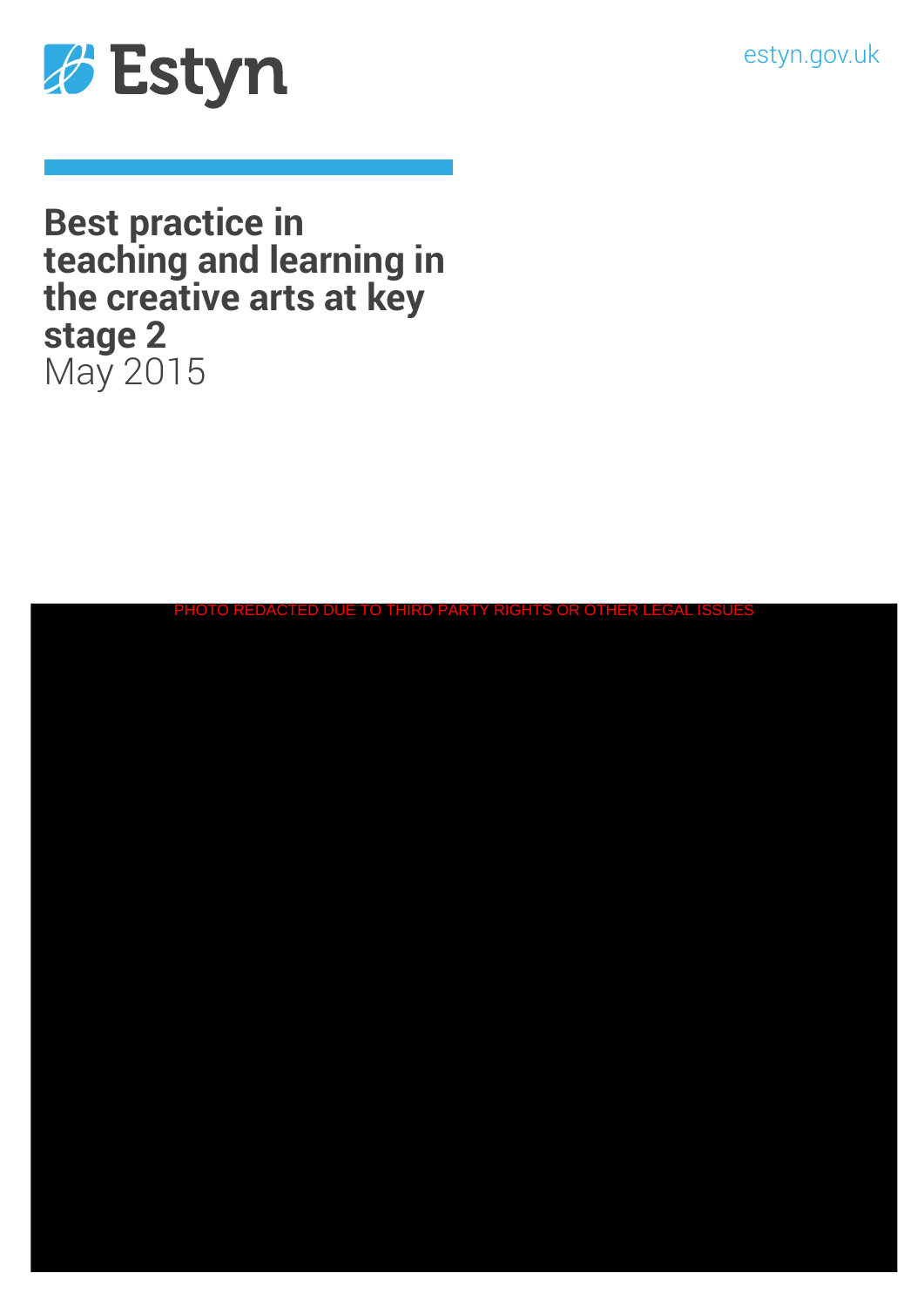Estyn

estyn.gov.uk

# Best practice in teaching and learning in the creative arts at key stage 2

May 2015

PHOTO REDACTED DUE TO THIRD PARTY RIGHTS OR OTHER LEGAL ISSUES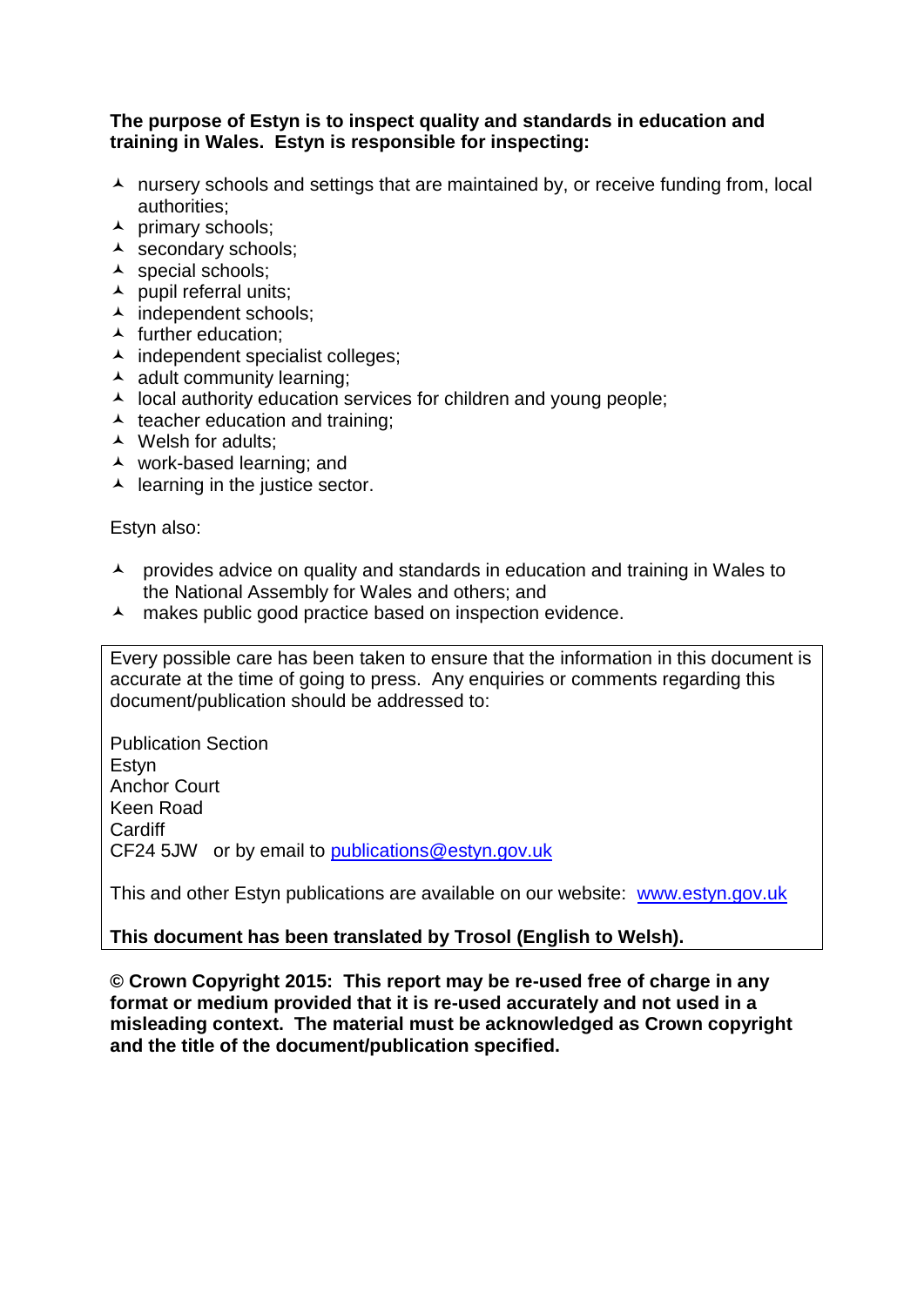**The purpose of Estyn is to inspect quality and standards in education and training in Wales. Estyn is responsible for inspecting:**

- nursery schools and settings that are maintained by, or receive funding from, local authorities;
- primary schools;
- secondary schools;
- special schools;
- pupil referral units;
- independent schools;
- further education;
- independent specialist colleges;
- adult community learning;
- local authority education services for children and young people;
- teacher education and training;
- Welsh for adults;
- work-based learning; and
- learning in the justice sector.

Estyn also:

- provides advice on quality and standards in education and training in Wales to the National Assembly for Wales and others; and
- makes public good practice based on inspection evidence.

Every possible care has been taken to ensure that the information in this document is accurate at the time of going to press. Any enquiries or comments regarding this document/publication should be addressed to:

Publication Section
Estyn
Anchor Court
Keen Road
Cardiff
CF24 5JW or by email to publications@estyn.gov.uk

This and other Estyn publications are available on our website: www.estyn.gov.uk

**This document has been translated by Trosol (English to Welsh).**

**© Crown Copyright 2015: This report may be re-used free of charge in any format or medium provided that it is re-used accurately and not used in a misleading context. The material must be acknowledged as Crown copyright and the title of the document/publication specified.**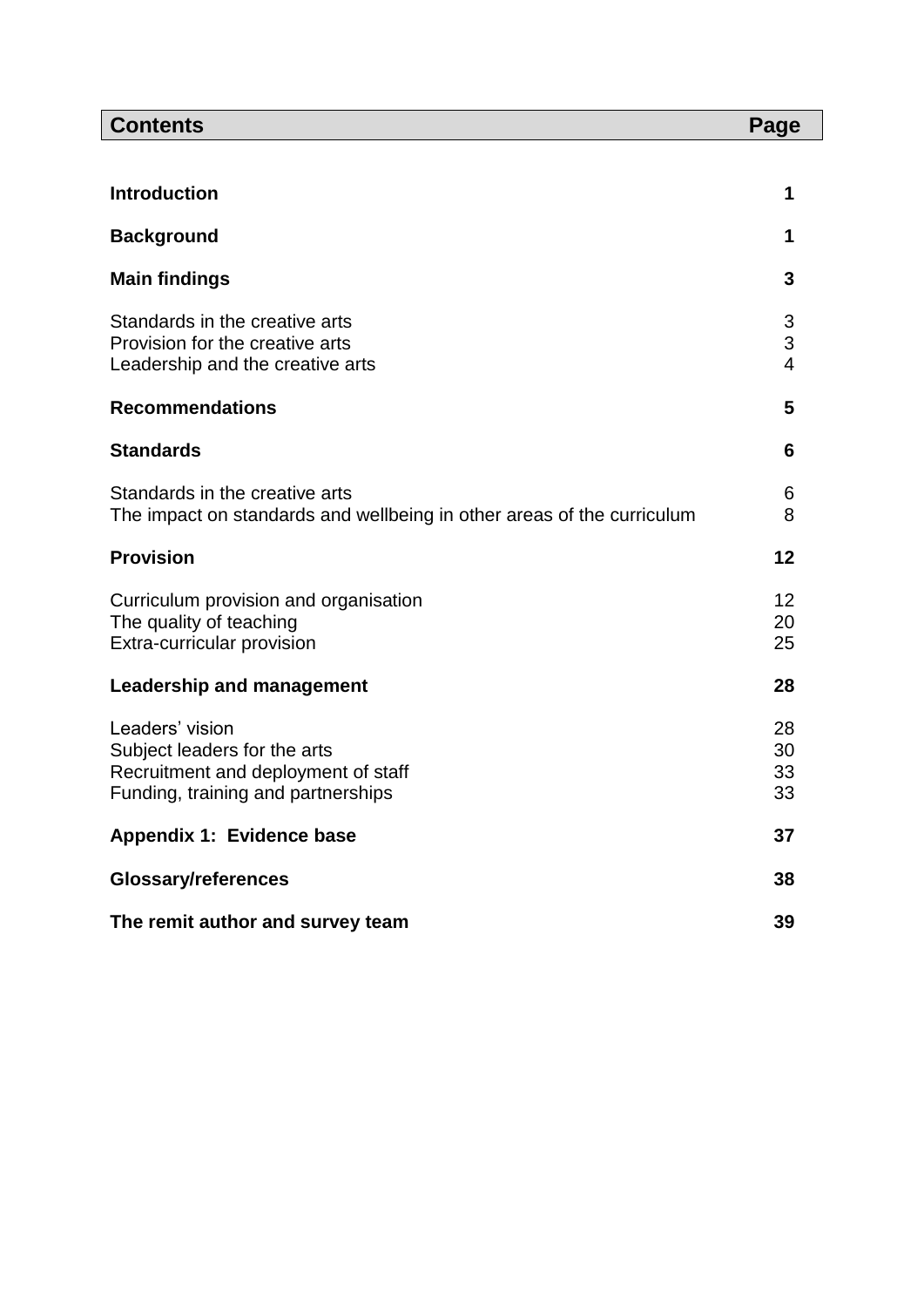| Contents | Page |
| --- | --- |
| **Introduction** | **1** |
| **Background** | **1** |
| **Main findings** | **3** |
| Standards in the creative arts | 3 |
| Provision for the creative arts | 3 |
| Leadership and the creative arts | 4 |
| **Recommendations** | **5** |
| **Standards** | **6** |
| Standards in the creative arts | 6 |
| The impact on standards and wellbeing in other areas of the curriculum | 8 |
| **Provision** | **12** |
| Curriculum provision and organisation | 12 |
| The quality of teaching | 20 |
| Extra-curricular provision | 25 |
| **Leadership and management** | **28** |
| Leaders' vision | 28 |
| Subject leaders for the arts | 30 |
| Recruitment and deployment of staff | 33 |
| Funding, training and partnerships | 33 |
| **Appendix 1: Evidence base** | **37** |
| **Glossary/references** | **38** |
| **The remit author and survey team** | **39** |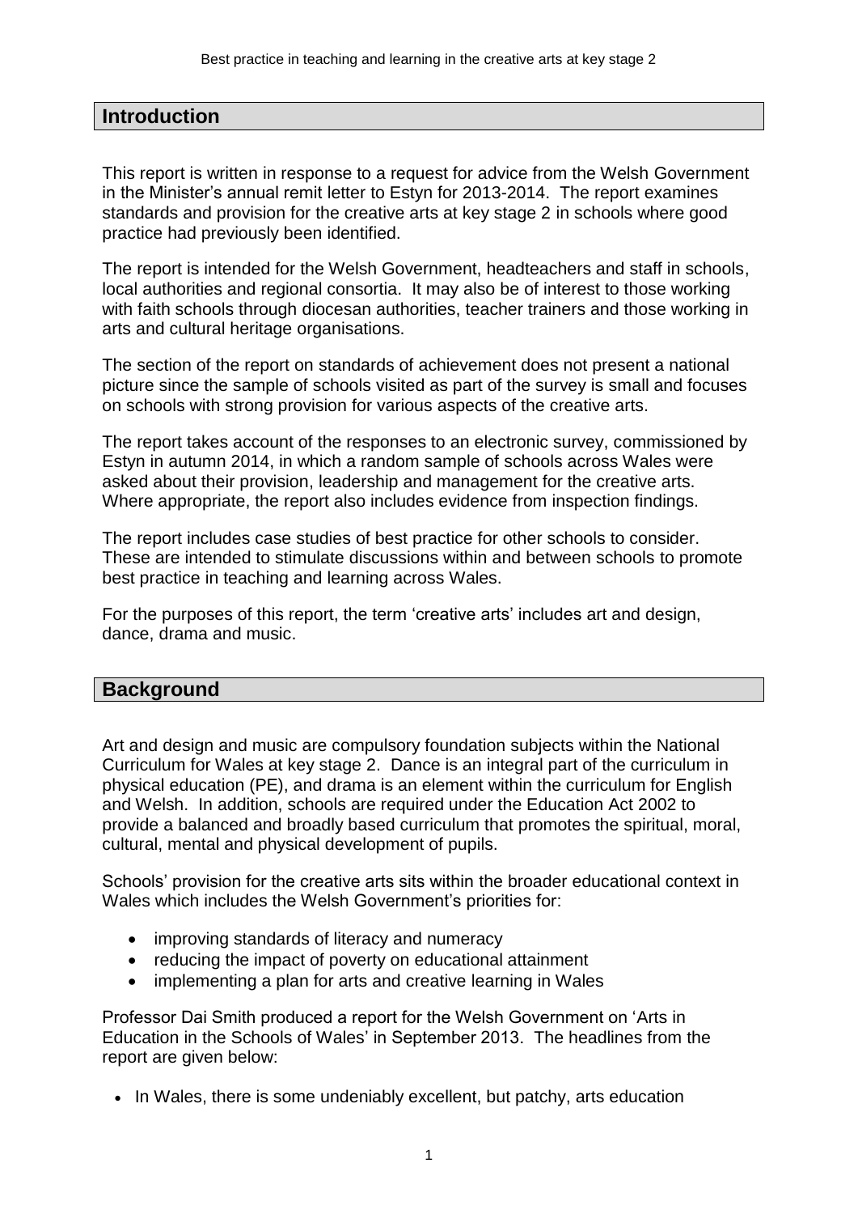## Introduction

This report is written in response to a request for advice from the Welsh Government in the Minister's annual remit letter to Estyn for 2013-2014. The report examines standards and provision for the creative arts at key stage 2 in schools where good practice had previously been identified.

The report is intended for the Welsh Government, headteachers and staff in schools, local authorities and regional consortia. It may also be of interest to those working with faith schools through diocesan authorities, teacher trainers and those working in arts and cultural heritage organisations.

The section of the report on standards of achievement does not present a national picture since the sample of schools visited as part of the survey is small and focuses on schools with strong provision for various aspects of the creative arts.

The report takes account of the responses to an electronic survey, commissioned by Estyn in autumn 2014, in which a random sample of schools across Wales were asked about their provision, leadership and management for the creative arts. Where appropriate, the report also includes evidence from inspection findings.

The report includes case studies of best practice for other schools to consider. These are intended to stimulate discussions within and between schools to promote best practice in teaching and learning across Wales.

For the purposes of this report, the term 'creative arts' includes art and design, dance, drama and music.

## Background

Art and design and music are compulsory foundation subjects within the National Curriculum for Wales at key stage 2. Dance is an integral part of the curriculum in physical education (PE), and drama is an element within the curriculum for English and Welsh. In addition, schools are required under the Education Act 2002 to provide a balanced and broadly based curriculum that promotes the spiritual, moral, cultural, mental and physical development of pupils.

Schools' provision for the creative arts sits within the broader educational context in Wales which includes the Welsh Government's priorities for:

- improving standards of literacy and numeracy
- reducing the impact of poverty on educational attainment
- implementing a plan for arts and creative learning in Wales

Professor Dai Smith produced a report for the Welsh Government on 'Arts in Education in the Schools of Wales' in September 2013. The headlines from the report are given below:

- In Wales, there is some undeniably excellent, but patchy, arts education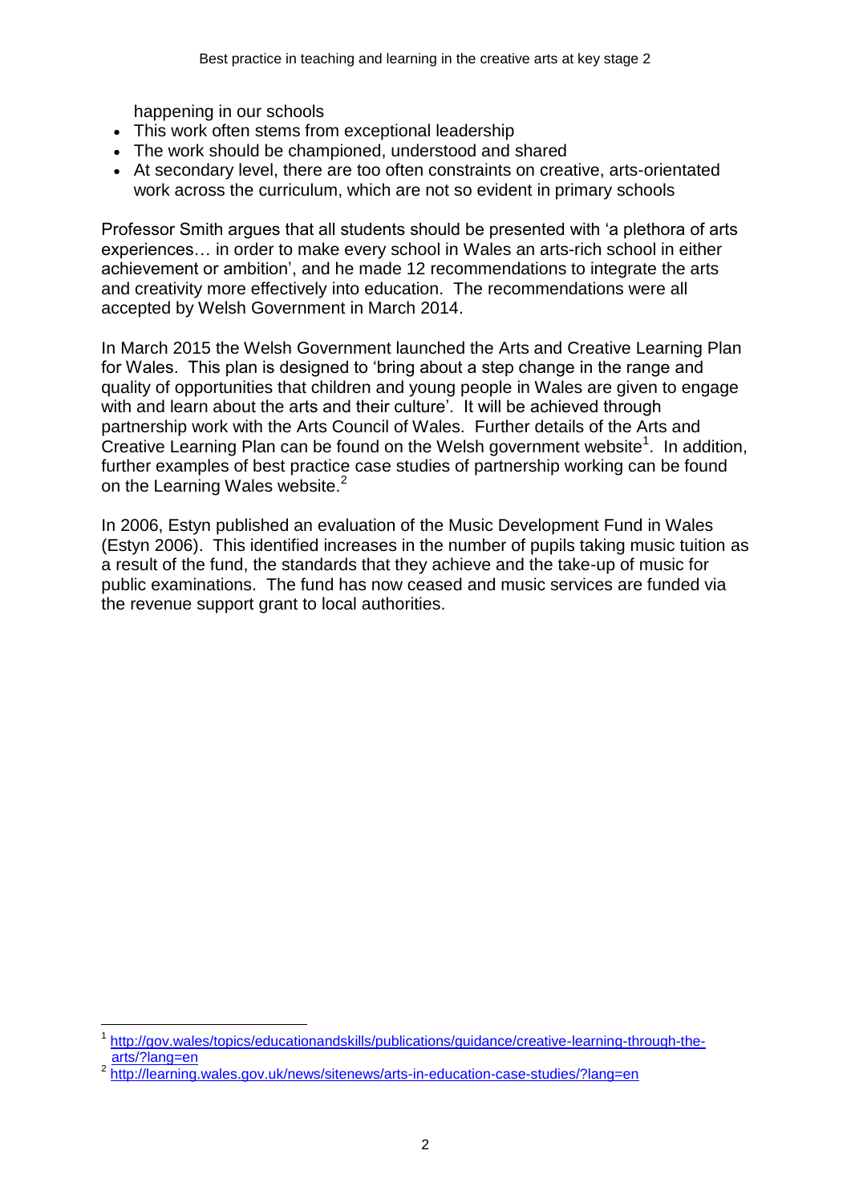happening in our schools

- This work often stems from exceptional leadership
- The work should be championed, understood and shared
- At secondary level, there are too often constraints on creative, arts-orientated work across the curriculum, which are not so evident in primary schools

Professor Smith argues that all students should be presented with 'a plethora of arts experiences… in order to make every school in Wales an arts-rich school in either achievement or ambition', and he made 12 recommendations to integrate the arts and creativity more effectively into education. The recommendations were all accepted by Welsh Government in March 2014.

In March 2015 the Welsh Government launched the Arts and Creative Learning Plan for Wales. This plan is designed to 'bring about a step change in the range and quality of opportunities that children and young people in Wales are given to engage with and learn about the arts and their culture'. It will be achieved through partnership work with the Arts Council of Wales. Further details of the Arts and Creative Learning Plan can be found on the Welsh government website[1]. In addition, further examples of best practice case studies of partnership working can be found on the Learning Wales website.[2]

In 2006, Estyn published an evaluation of the Music Development Fund in Wales (Estyn 2006). This identified increases in the number of pupils taking music tuition as a result of the fund, the standards that they achieve and the take-up of music for public examinations. The fund has now ceased and music services are funded via the revenue support grant to local authorities.

---

[1] http://gov.wales/topics/educationandskills/publications/guidance/creative-learning-through-the-arts/?lang=en

[2] http://learning.wales.gov.uk/news/sitenews/arts-in-education-case-studies/?lang=en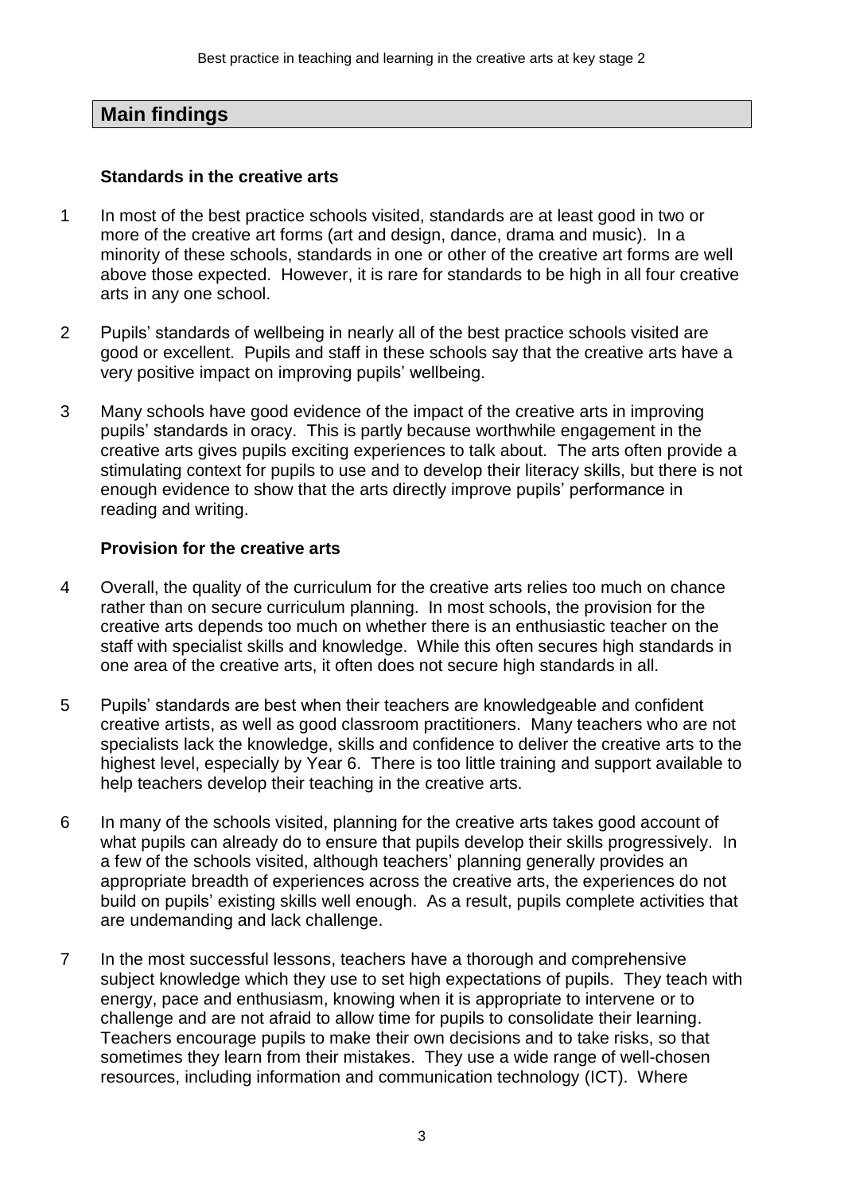## Main findings

### Standards in the creative arts

1 In most of the best practice schools visited, standards are at least good in two or more of the creative art forms (art and design, dance, drama and music). In a minority of these schools, standards in one or other of the creative art forms are well above those expected. However, it is rare for standards to be high in all four creative arts in any one school.

2 Pupils' standards of wellbeing in nearly all of the best practice schools visited are good or excellent. Pupils and staff in these schools say that the creative arts have a very positive impact on improving pupils' wellbeing.

3 Many schools have good evidence of the impact of the creative arts in improving pupils' standards in oracy. This is partly because worthwhile engagement in the creative arts gives pupils exciting experiences to talk about. The arts often provide a stimulating context for pupils to use and to develop their literacy skills, but there is not enough evidence to show that the arts directly improve pupils' performance in reading and writing.

### Provision for the creative arts

4 Overall, the quality of the curriculum for the creative arts relies too much on chance rather than on secure curriculum planning. In most schools, the provision for the creative arts depends too much on whether there is an enthusiastic teacher on the staff with specialist skills and knowledge. While this often secures high standards in one area of the creative arts, it often does not secure high standards in all.

5 Pupils' standards are best when their teachers are knowledgeable and confident creative artists, as well as good classroom practitioners. Many teachers who are not specialists lack the knowledge, skills and confidence to deliver the creative arts to the highest level, especially by Year 6. There is too little training and support available to help teachers develop their teaching in the creative arts.

6 In many of the schools visited, planning for the creative arts takes good account of what pupils can already do to ensure that pupils develop their skills progressively. In a few of the schools visited, although teachers' planning generally provides an appropriate breadth of experiences across the creative arts, the experiences do not build on pupils' existing skills well enough. As a result, pupils complete activities that are undemanding and lack challenge.

7 In the most successful lessons, teachers have a thorough and comprehensive subject knowledge which they use to set high expectations of pupils. They teach with energy, pace and enthusiasm, knowing when it is appropriate to intervene or to challenge and are not afraid to allow time for pupils to consolidate their learning. Teachers encourage pupils to make their own decisions and to take risks, so that sometimes they learn from their mistakes. They use a wide range of well-chosen resources, including information and communication technology (ICT). Where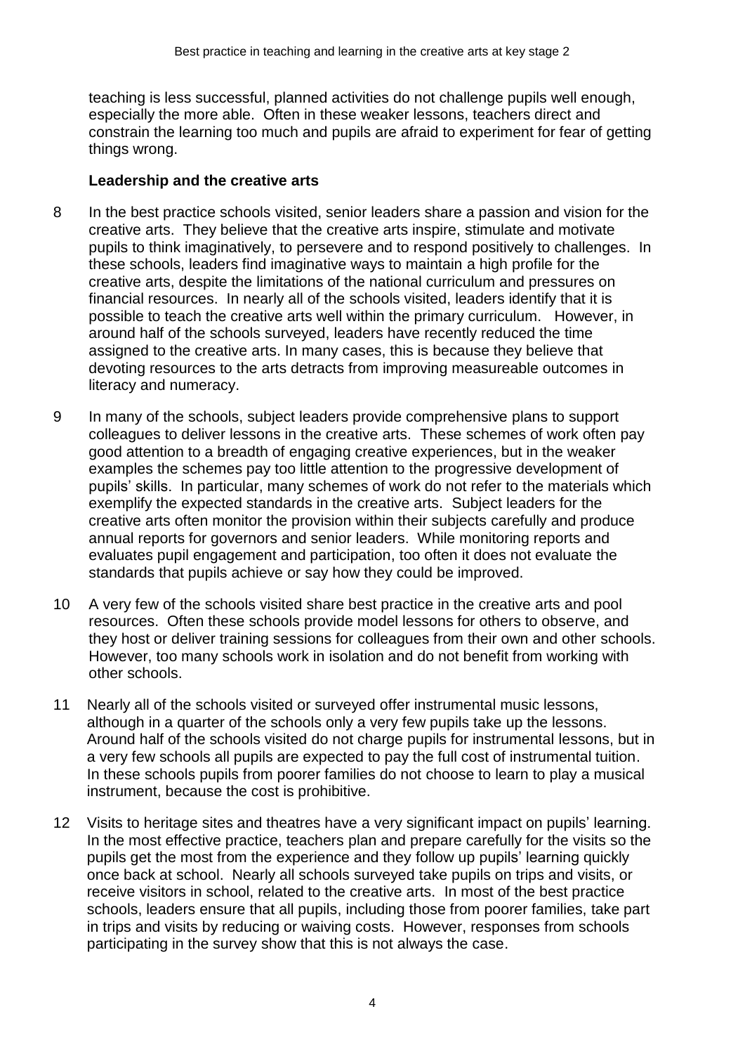teaching is less successful, planned activities do not challenge pupils well enough, especially the more able. Often in these weaker lessons, teachers direct and constrain the learning too much and pupils are afraid to experiment for fear of getting things wrong.

### Leadership and the creative arts

8 In the best practice schools visited, senior leaders share a passion and vision for the creative arts. They believe that the creative arts inspire, stimulate and motivate pupils to think imaginatively, to persevere and to respond positively to challenges. In these schools, leaders find imaginative ways to maintain a high profile for the creative arts, despite the limitations of the national curriculum and pressures on financial resources. In nearly all of the schools visited, leaders identify that it is possible to teach the creative arts well within the primary curriculum. However, in around half of the schools surveyed, leaders have recently reduced the time assigned to the creative arts. In many cases, this is because they believe that devoting resources to the arts detracts from improving measureable outcomes in literacy and numeracy.

9 In many of the schools, subject leaders provide comprehensive plans to support colleagues to deliver lessons in the creative arts. These schemes of work often pay good attention to a breadth of engaging creative experiences, but in the weaker examples the schemes pay too little attention to the progressive development of pupils' skills. In particular, many schemes of work do not refer to the materials which exemplify the expected standards in the creative arts. Subject leaders for the creative arts often monitor the provision within their subjects carefully and produce annual reports for governors and senior leaders. While monitoring reports and evaluates pupil engagement and participation, too often it does not evaluate the standards that pupils achieve or say how they could be improved.

10 A very few of the schools visited share best practice in the creative arts and pool resources. Often these schools provide model lessons for others to observe, and they host or deliver training sessions for colleagues from their own and other schools. However, too many schools work in isolation and do not benefit from working with other schools.

11 Nearly all of the schools visited or surveyed offer instrumental music lessons, although in a quarter of the schools only a very few pupils take up the lessons. Around half of the schools visited do not charge pupils for instrumental lessons, but in a very few schools all pupils are expected to pay the full cost of instrumental tuition. In these schools pupils from poorer families do not choose to learn to play a musical instrument, because the cost is prohibitive.

12 Visits to heritage sites and theatres have a very significant impact on pupils' learning. In the most effective practice, teachers plan and prepare carefully for the visits so the pupils get the most from the experience and they follow up pupils' learning quickly once back at school. Nearly all schools surveyed take pupils on trips and visits, or receive visitors in school, related to the creative arts. In most of the best practice schools, leaders ensure that all pupils, including those from poorer families, take part in trips and visits by reducing or waiving costs. However, responses from schools participating in the survey show that this is not always the case.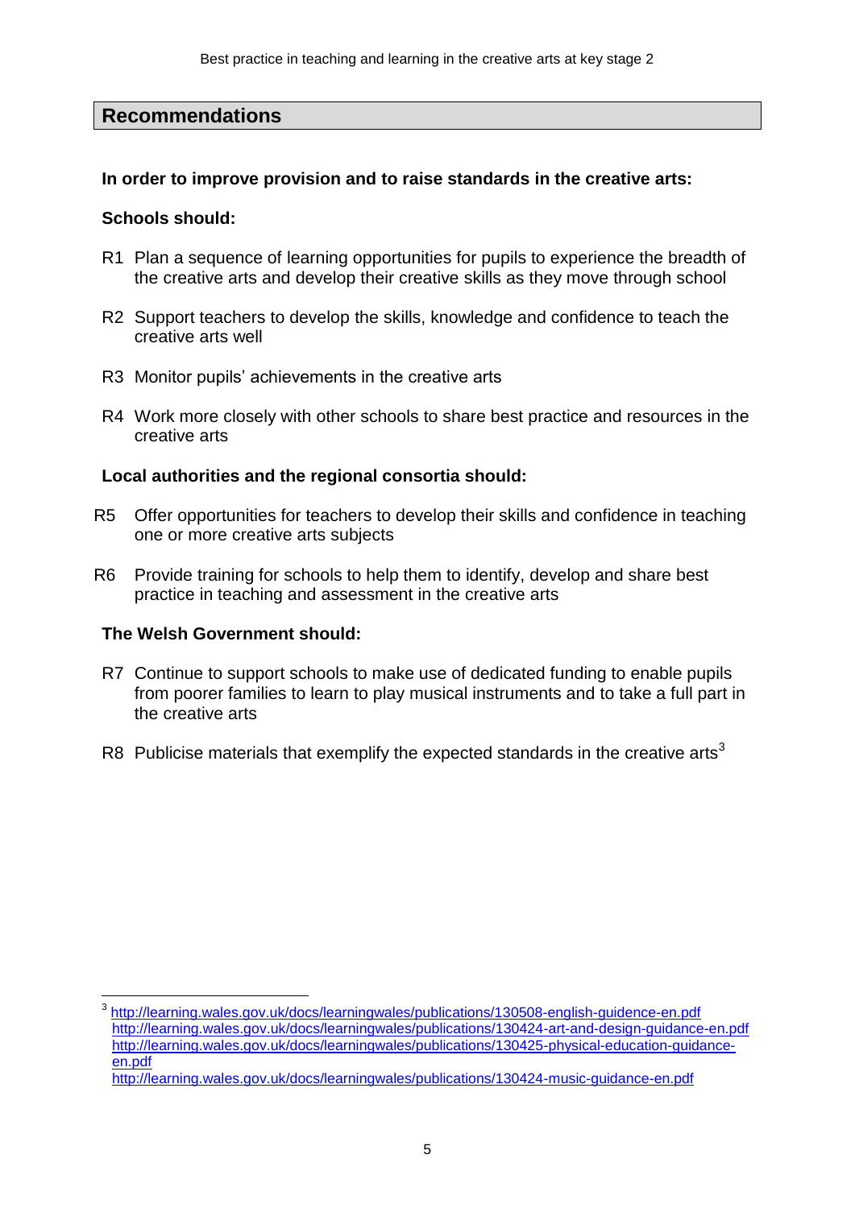## Recommendations

**In order to improve provision and to raise standards in the creative arts:**

**Schools should:**

R1 Plan a sequence of learning opportunities for pupils to experience the breadth of the creative arts and develop their creative skills as they move through school

R2 Support teachers to develop the skills, knowledge and confidence to teach the creative arts well

R3 Monitor pupils' achievements in the creative arts

R4 Work more closely with other schools to share best practice and resources in the creative arts

**Local authorities and the regional consortia should:**

R5 Offer opportunities for teachers to develop their skills and confidence in teaching one or more creative arts subjects

R6 Provide training for schools to help them to identify, develop and share best practice in teaching and assessment in the creative arts

**The Welsh Government should:**

R7 Continue to support schools to make use of dedicated funding to enable pupils from poorer families to learn to play musical instruments and to take a full part in the creative arts

R8 Publicise materials that exemplify the expected standards in the creative arts[3]

---

[3] http://learning.wales.gov.uk/docs/learningwales/publications/130508-english-guidence-en.pdf
http://learning.wales.gov.uk/docs/learningwales/publications/130424-art-and-design-guidance-en.pdf
http://learning.wales.gov.uk/docs/learningwales/publications/130425-physical-education-guidance-en.pdf
http://learning.wales.gov.uk/docs/learningwales/publications/130424-music-guidance-en.pdf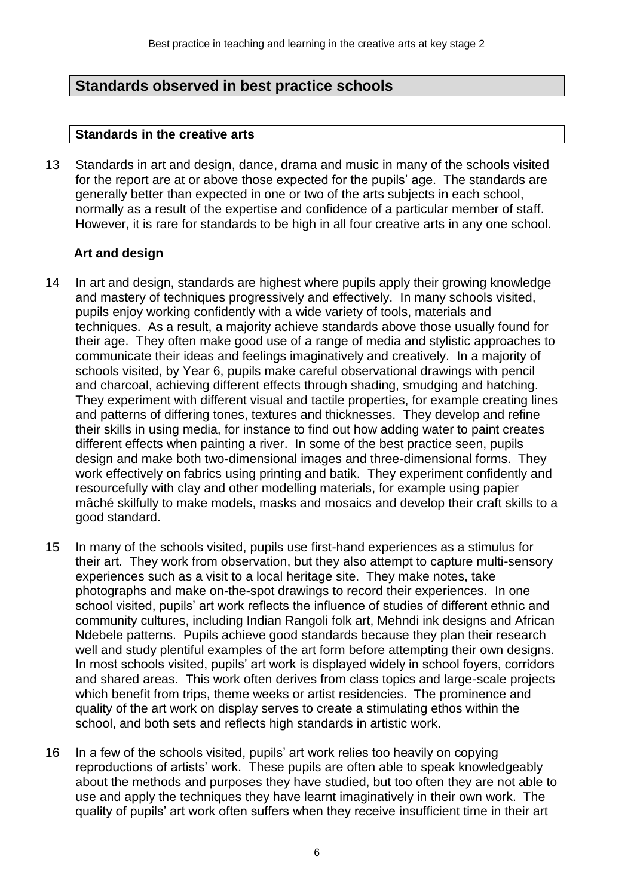## Standards observed in best practice schools

### Standards in the creative arts

13 Standards in art and design, dance, drama and music in many of the schools visited for the report are at or above those expected for the pupils' age. The standards are generally better than expected in one or two of the arts subjects in each school, normally as a result of the expertise and confidence of a particular member of staff. However, it is rare for standards to be high in all four creative arts in any one school.

#### Art and design

14 In art and design, standards are highest where pupils apply their growing knowledge and mastery of techniques progressively and effectively. In many schools visited, pupils enjoy working confidently with a wide variety of tools, materials and techniques. As a result, a majority achieve standards above those usually found for their age. They often make good use of a range of media and stylistic approaches to communicate their ideas and feelings imaginatively and creatively. In a majority of schools visited, by Year 6, pupils make careful observational drawings with pencil and charcoal, achieving different effects through shading, smudging and hatching. They experiment with different visual and tactile properties, for example creating lines and patterns of differing tones, textures and thicknesses. They develop and refine their skills in using media, for instance to find out how adding water to paint creates different effects when painting a river. In some of the best practice seen, pupils design and make both two-dimensional images and three-dimensional forms. They work effectively on fabrics using printing and batik. They experiment confidently and resourcefully with clay and other modelling materials, for example using papier mâché skilfully to make models, masks and mosaics and develop their craft skills to a good standard.

15 In many of the schools visited, pupils use first-hand experiences as a stimulus for their art. They work from observation, but they also attempt to capture multi-sensory experiences such as a visit to a local heritage site. They make notes, take photographs and make on-the-spot drawings to record their experiences. In one school visited, pupils' art work reflects the influence of studies of different ethnic and community cultures, including Indian Rangoli folk art, Mehndi ink designs and African Ndebele patterns. Pupils achieve good standards because they plan their research well and study plentiful examples of the art form before attempting their own designs. In most schools visited, pupils' art work is displayed widely in school foyers, corridors and shared areas. This work often derives from class topics and large-scale projects which benefit from trips, theme weeks or artist residencies. The prominence and quality of the art work on display serves to create a stimulating ethos within the school, and both sets and reflects high standards in artistic work.

16 In a few of the schools visited, pupils' art work relies too heavily on copying reproductions of artists' work. These pupils are often able to speak knowledgeably about the methods and purposes they have studied, but too often they are not able to use and apply the techniques they have learnt imaginatively in their own work. The quality of pupils' art work often suffers when they receive insufficient time in their art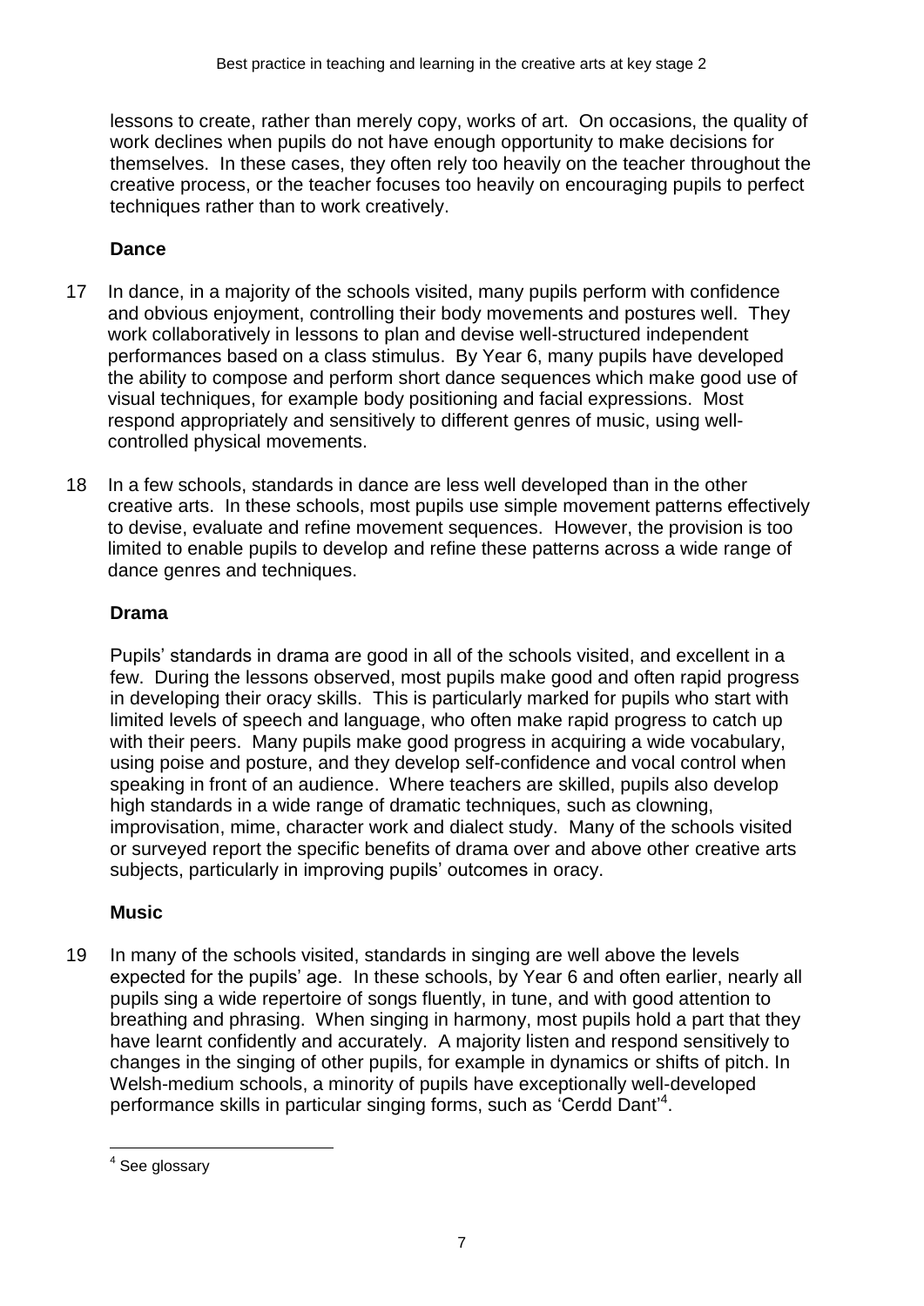lessons to create, rather than merely copy, works of art. On occasions, the quality of work declines when pupils do not have enough opportunity to make decisions for themselves. In these cases, they often rely too heavily on the teacher throughout the creative process, or the teacher focuses too heavily on encouraging pupils to perfect techniques rather than to work creatively.

### Dance

17 In dance, in a majority of the schools visited, many pupils perform with confidence and obvious enjoyment, controlling their body movements and postures well. They work collaboratively in lessons to plan and devise well-structured independent performances based on a class stimulus. By Year 6, many pupils have developed the ability to compose and perform short dance sequences which make good use of visual techniques, for example body positioning and facial expressions. Most respond appropriately and sensitively to different genres of music, using well-controlled physical movements.

18 In a few schools, standards in dance are less well developed than in the other creative arts. In these schools, most pupils use simple movement patterns effectively to devise, evaluate and refine movement sequences. However, the provision is too limited to enable pupils to develop and refine these patterns across a wide range of dance genres and techniques.

### Drama

Pupils' standards in drama are good in all of the schools visited, and excellent in a few. During the lessons observed, most pupils make good and often rapid progress in developing their oracy skills. This is particularly marked for pupils who start with limited levels of speech and language, who often make rapid progress to catch up with their peers. Many pupils make good progress in acquiring a wide vocabulary, using poise and posture, and they develop self-confidence and vocal control when speaking in front of an audience. Where teachers are skilled, pupils also develop high standards in a wide range of dramatic techniques, such as clowning, improvisation, mime, character work and dialect study. Many of the schools visited or surveyed report the specific benefits of drama over and above other creative arts subjects, particularly in improving pupils' outcomes in oracy.

### Music

19 In many of the schools visited, standards in singing are well above the levels expected for the pupils' age. In these schools, by Year 6 and often earlier, nearly all pupils sing a wide repertoire of songs fluently, in tune, and with good attention to breathing and phrasing. When singing in harmony, most pupils hold a part that they have learnt confidently and accurately. A majority listen and respond sensitively to changes in the singing of other pupils, for example in dynamics or shifts of pitch. In Welsh-medium schools, a minority of pupils have exceptionally well-developed performance skills in particular singing forms, such as 'Cerdd Dant'[4].

[4] See glossary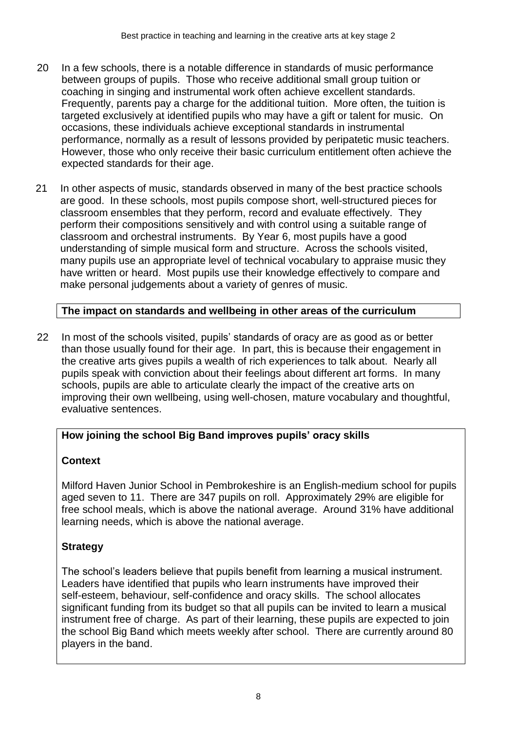20 In a few schools, there is a notable difference in standards of music performance between groups of pupils. Those who receive additional small group tuition or coaching in singing and instrumental work often achieve excellent standards. Frequently, parents pay a charge for the additional tuition. More often, the tuition is targeted exclusively at identified pupils who may have a gift or talent for music. On occasions, these individuals achieve exceptional standards in instrumental performance, normally as a result of lessons provided by peripatetic music teachers. However, those who only receive their basic curriculum entitlement often achieve the expected standards for their age.

21 In other aspects of music, standards observed in many of the best practice schools are good. In these schools, most pupils compose short, well-structured pieces for classroom ensembles that they perform, record and evaluate effectively. They perform their compositions sensitively and with control using a suitable range of classroom and orchestral instruments. By Year 6, most pupils have a good understanding of simple musical form and structure. Across the schools visited, many pupils use an appropriate level of technical vocabulary to appraise music they have written or heard. Most pupils use their knowledge effectively to compare and make personal judgements about a variety of genres of music.

## The impact on standards and wellbeing in other areas of the curriculum

22 In most of the schools visited, pupils' standards of oracy are as good as or better than those usually found for their age. In part, this is because their engagement in the creative arts gives pupils a wealth of rich experiences to talk about. Nearly all pupils speak with conviction about their feelings about different art forms. In many schools, pupils are able to articulate clearly the impact of the creative arts on improving their own wellbeing, using well-chosen, mature vocabulary and thoughtful, evaluative sentences.

### How joining the school Big Band improves pupils' oracy skills

**Context**

Milford Haven Junior School in Pembrokeshire is an English-medium school for pupils aged seven to 11. There are 347 pupils on roll. Approximately 29% are eligible for free school meals, which is above the national average. Around 31% have additional learning needs, which is above the national average.

**Strategy**

The school's leaders believe that pupils benefit from learning a musical instrument. Leaders have identified that pupils who learn instruments have improved their self-esteem, behaviour, self-confidence and oracy skills. The school allocates significant funding from its budget so that all pupils can be invited to learn a musical instrument free of charge. As part of their learning, these pupils are expected to join the school Big Band which meets weekly after school. There are currently around 80 players in the band.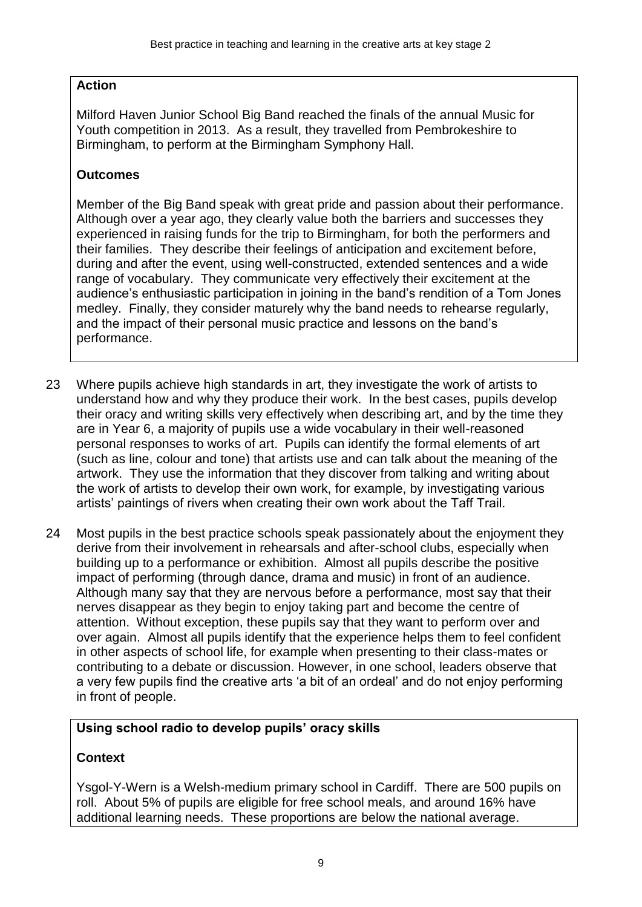**Action**

Milford Haven Junior School Big Band reached the finals of the annual Music for Youth competition in 2013. As a result, they travelled from Pembrokeshire to Birmingham, to perform at the Birmingham Symphony Hall.

**Outcomes**

Member of the Big Band speak with great pride and passion about their performance. Although over a year ago, they clearly value both the barriers and successes they experienced in raising funds for the trip to Birmingham, for both the performers and their families. They describe their feelings of anticipation and excitement before, during and after the event, using well-constructed, extended sentences and a wide range of vocabulary. They communicate very effectively their excitement at the audience's enthusiastic participation in joining in the band's rendition of a Tom Jones medley. Finally, they consider maturely why the band needs to rehearse regularly, and the impact of their personal music practice and lessons on the band's performance.

23 Where pupils achieve high standards in art, they investigate the work of artists to understand how and why they produce their work. In the best cases, pupils develop their oracy and writing skills very effectively when describing art, and by the time they are in Year 6, a majority of pupils use a wide vocabulary in their well-reasoned personal responses to works of art. Pupils can identify the formal elements of art (such as line, colour and tone) that artists use and can talk about the meaning of the artwork. They use the information that they discover from talking and writing about the work of artists to develop their own work, for example, by investigating various artists' paintings of rivers when creating their own work about the Taff Trail.

24 Most pupils in the best practice schools speak passionately about the enjoyment they derive from their involvement in rehearsals and after-school clubs, especially when building up to a performance or exhibition. Almost all pupils describe the positive impact of performing (through dance, drama and music) in front of an audience. Although many say that they are nervous before a performance, most say that their nerves disappear as they begin to enjoy taking part and become the centre of attention. Without exception, these pupils say that they want to perform over and over again. Almost all pupils identify that the experience helps them to feel confident in other aspects of school life, for example when presenting to their class-mates or contributing to a debate or discussion. However, in one school, leaders observe that a very few pupils find the creative arts 'a bit of an ordeal' and do not enjoy performing in front of people.

**Using school radio to develop pupils' oracy skills**

**Context**

Ysgol-Y-Wern is a Welsh-medium primary school in Cardiff. There are 500 pupils on roll. About 5% of pupils are eligible for free school meals, and around 16% have additional learning needs. These proportions are below the national average.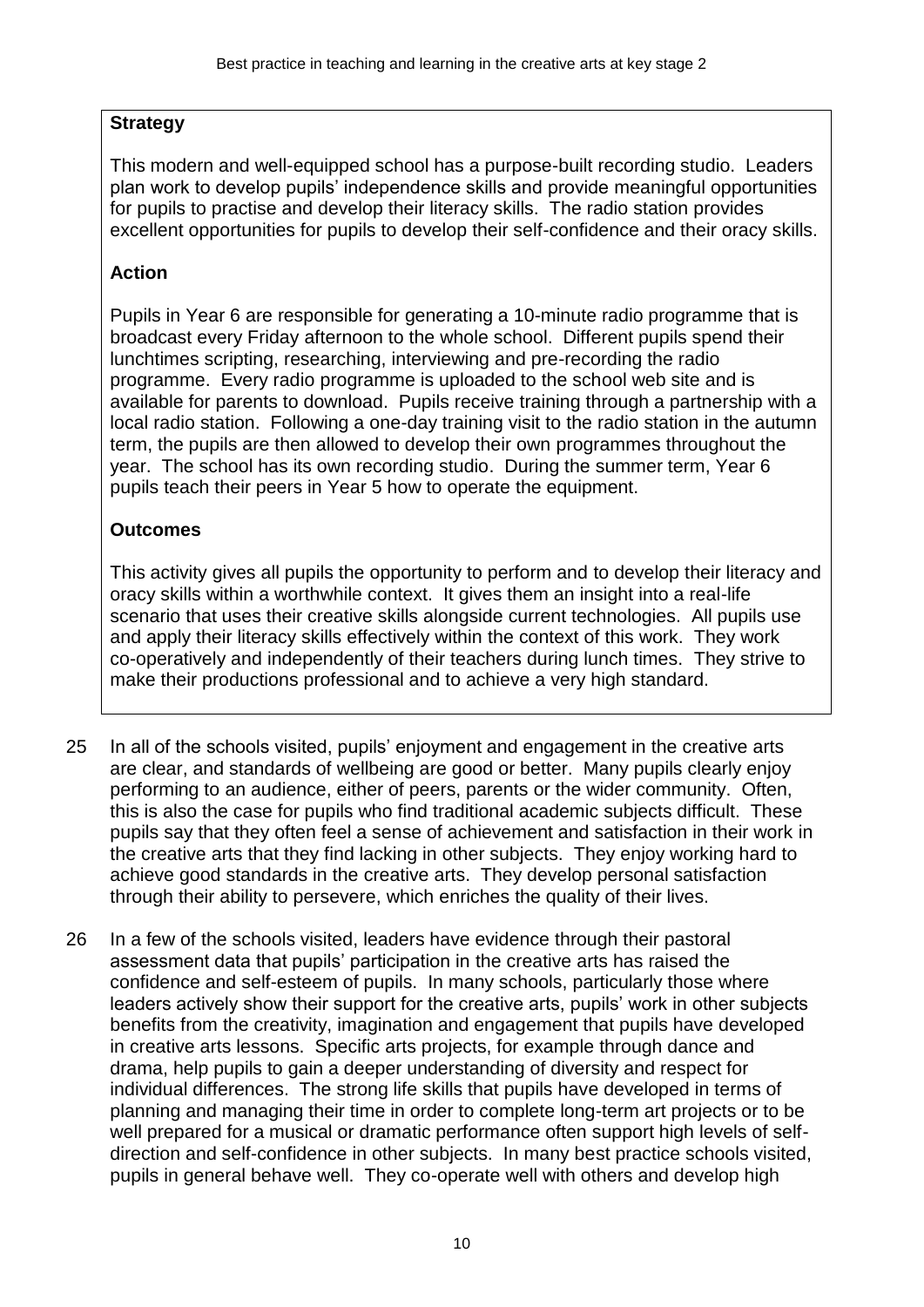**Strategy**

This modern and well-equipped school has a purpose-built recording studio. Leaders plan work to develop pupils' independence skills and provide meaningful opportunities for pupils to practise and develop their literacy skills. The radio station provides excellent opportunities for pupils to develop their self-confidence and their oracy skills.

**Action**

Pupils in Year 6 are responsible for generating a 10-minute radio programme that is broadcast every Friday afternoon to the whole school. Different pupils spend their lunchtimes scripting, researching, interviewing and pre-recording the radio programme. Every radio programme is uploaded to the school web site and is available for parents to download. Pupils receive training through a partnership with a local radio station. Following a one-day training visit to the radio station in the autumn term, the pupils are then allowed to develop their own programmes throughout the year. The school has its own recording studio. During the summer term, Year 6 pupils teach their peers in Year 5 how to operate the equipment.

**Outcomes**

This activity gives all pupils the opportunity to perform and to develop their literacy and oracy skills within a worthwhile context. It gives them an insight into a real-life scenario that uses their creative skills alongside current technologies. All pupils use and apply their literacy skills effectively within the context of this work. They work co-operatively and independently of their teachers during lunch times. They strive to make their productions professional and to achieve a very high standard.

25 In all of the schools visited, pupils' enjoyment and engagement in the creative arts are clear, and standards of wellbeing are good or better. Many pupils clearly enjoy performing to an audience, either of peers, parents or the wider community. Often, this is also the case for pupils who find traditional academic subjects difficult. These pupils say that they often feel a sense of achievement and satisfaction in their work in the creative arts that they find lacking in other subjects. They enjoy working hard to achieve good standards in the creative arts. They develop personal satisfaction through their ability to persevere, which enriches the quality of their lives.

26 In a few of the schools visited, leaders have evidence through their pastoral assessment data that pupils' participation in the creative arts has raised the confidence and self-esteem of pupils. In many schools, particularly those where leaders actively show their support for the creative arts, pupils' work in other subjects benefits from the creativity, imagination and engagement that pupils have developed in creative arts lessons. Specific arts projects, for example through dance and drama, help pupils to gain a deeper understanding of diversity and respect for individual differences. The strong life skills that pupils have developed in terms of planning and managing their time in order to complete long-term art projects or to be well prepared for a musical or dramatic performance often support high levels of self-direction and self-confidence in other subjects. In many best practice schools visited, pupils in general behave well. They co-operate well with others and develop high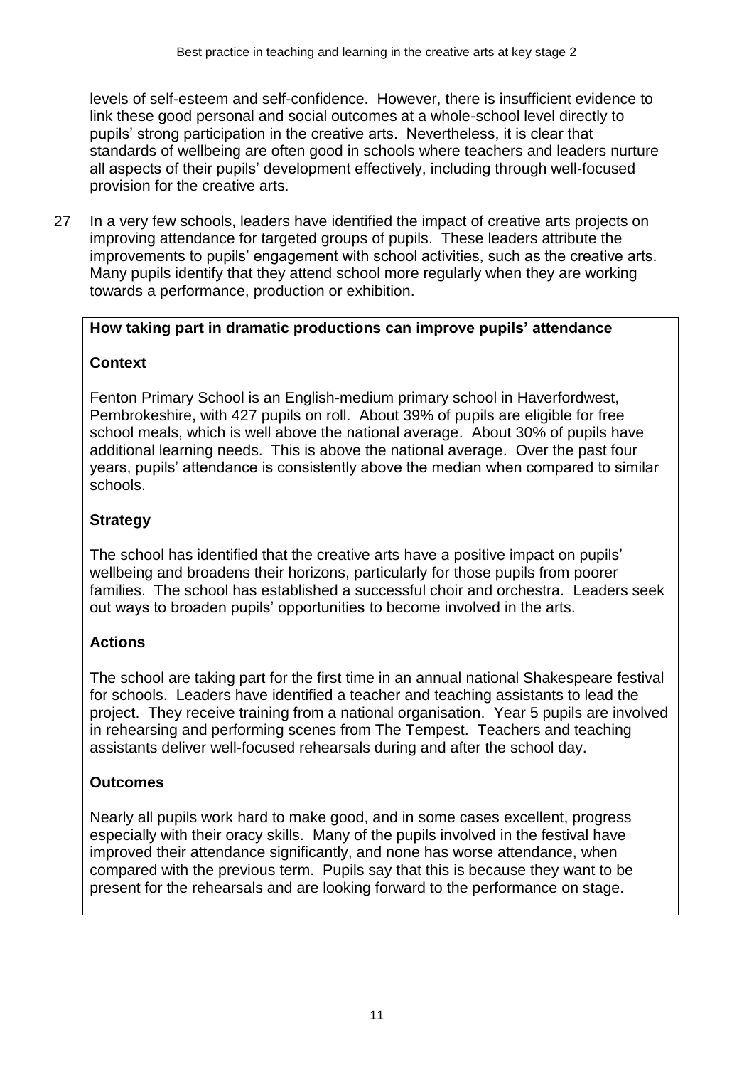levels of self-esteem and self-confidence. However, there is insufficient evidence to link these good personal and social outcomes at a whole-school level directly to pupils' strong participation in the creative arts. Nevertheless, it is clear that standards of wellbeing are often good in schools where teachers and leaders nurture all aspects of their pupils' development effectively, including through well-focused provision for the creative arts.

27 In a very few schools, leaders have identified the impact of creative arts projects on improving attendance for targeted groups of pupils. These leaders attribute the improvements to pupils' engagement with school activities, such as the creative arts. Many pupils identify that they attend school more regularly when they are working towards a performance, production or exhibition.

**How taking part in dramatic productions can improve pupils' attendance**

**Context**

Fenton Primary School is an English-medium primary school in Haverfordwest, Pembrokeshire, with 427 pupils on roll. About 39% of pupils are eligible for free school meals, which is well above the national average. About 30% of pupils have additional learning needs. This is above the national average. Over the past four years, pupils' attendance is consistently above the median when compared to similar schools.

**Strategy**

The school has identified that the creative arts have a positive impact on pupils' wellbeing and broadens their horizons, particularly for those pupils from poorer families. The school has established a successful choir and orchestra. Leaders seek out ways to broaden pupils' opportunities to become involved in the arts.

**Actions**

The school are taking part for the first time in an annual national Shakespeare festival for schools. Leaders have identified a teacher and teaching assistants to lead the project. They receive training from a national organisation. Year 5 pupils are involved in rehearsing and performing scenes from The Tempest. Teachers and teaching assistants deliver well-focused rehearsals during and after the school day.

**Outcomes**

Nearly all pupils work hard to make good, and in some cases excellent, progress especially with their oracy skills. Many of the pupils involved in the festival have improved their attendance significantly, and none has worse attendance, when compared with the previous term. Pupils say that this is because they want to be present for the rehearsals and are looking forward to the performance on stage.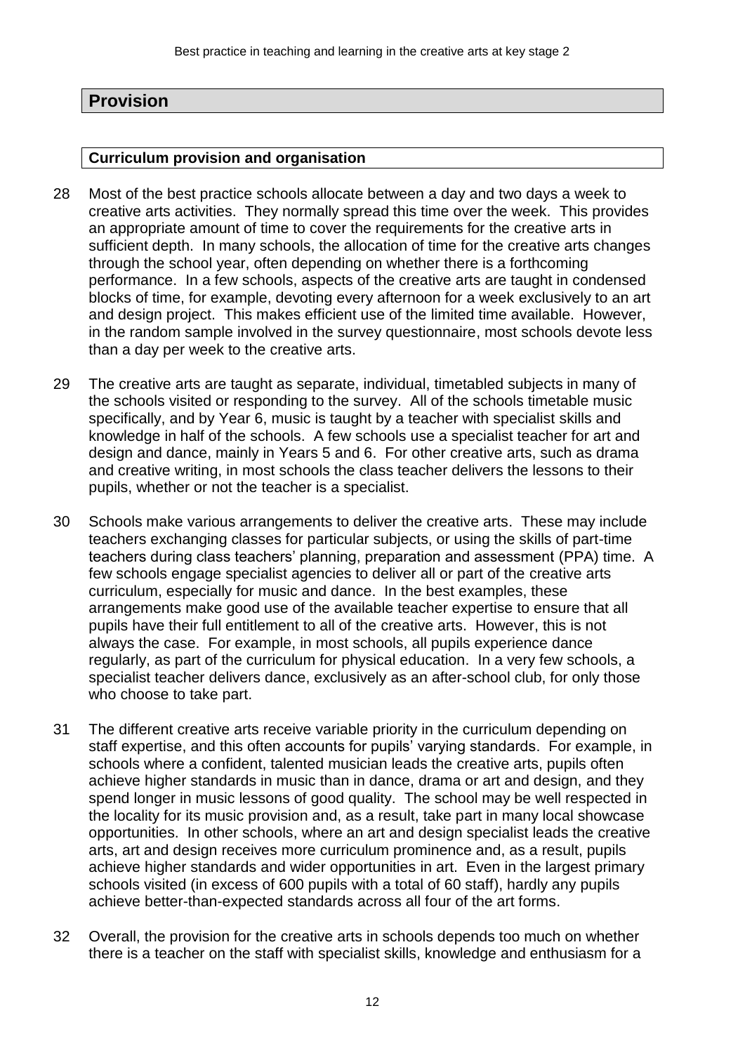## Provision

### Curriculum provision and organisation

28 Most of the best practice schools allocate between a day and two days a week to creative arts activities. They normally spread this time over the week. This provides an appropriate amount of time to cover the requirements for the creative arts in sufficient depth. In many schools, the allocation of time for the creative arts changes through the school year, often depending on whether there is a forthcoming performance. In a few schools, aspects of the creative arts are taught in condensed blocks of time, for example, devoting every afternoon for a week exclusively to an art and design project. This makes efficient use of the limited time available. However, in the random sample involved in the survey questionnaire, most schools devote less than a day per week to the creative arts.

29 The creative arts are taught as separate, individual, timetabled subjects in many of the schools visited or responding to the survey. All of the schools timetable music specifically, and by Year 6, music is taught by a teacher with specialist skills and knowledge in half of the schools. A few schools use a specialist teacher for art and design and dance, mainly in Years 5 and 6. For other creative arts, such as drama and creative writing, in most schools the class teacher delivers the lessons to their pupils, whether or not the teacher is a specialist.

30 Schools make various arrangements to deliver the creative arts. These may include teachers exchanging classes for particular subjects, or using the skills of part-time teachers during class teachers' planning, preparation and assessment (PPA) time. A few schools engage specialist agencies to deliver all or part of the creative arts curriculum, especially for music and dance. In the best examples, these arrangements make good use of the available teacher expertise to ensure that all pupils have their full entitlement to all of the creative arts. However, this is not always the case. For example, in most schools, all pupils experience dance regularly, as part of the curriculum for physical education. In a very few schools, a specialist teacher delivers dance, exclusively as an after-school club, for only those who choose to take part.

31 The different creative arts receive variable priority in the curriculum depending on staff expertise, and this often accounts for pupils' varying standards. For example, in schools where a confident, talented musician leads the creative arts, pupils often achieve higher standards in music than in dance, drama or art and design, and they spend longer in music lessons of good quality. The school may be well respected in the locality for its music provision and, as a result, take part in many local showcase opportunities. In other schools, where an art and design specialist leads the creative arts, art and design receives more curriculum prominence and, as a result, pupils achieve higher standards and wider opportunities in art. Even in the largest primary schools visited (in excess of 600 pupils with a total of 60 staff), hardly any pupils achieve better-than-expected standards across all four of the art forms.

32 Overall, the provision for the creative arts in schools depends too much on whether there is a teacher on the staff with specialist skills, knowledge and enthusiasm for a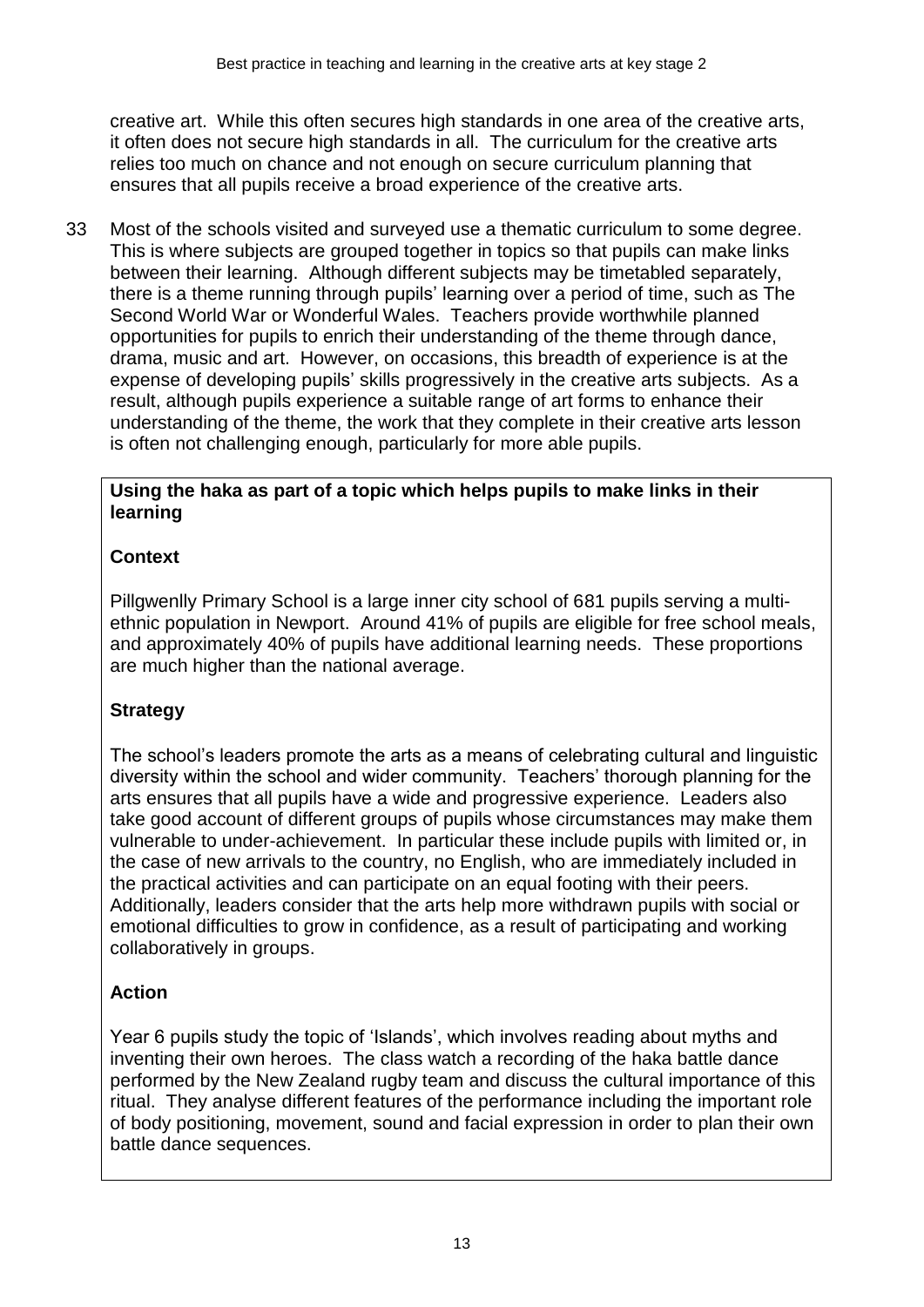creative art. While this often secures high standards in one area of the creative arts, it often does not secure high standards in all. The curriculum for the creative arts relies too much on chance and not enough on secure curriculum planning that ensures that all pupils receive a broad experience of the creative arts.

33 Most of the schools visited and surveyed use a thematic curriculum to some degree. This is where subjects are grouped together in topics so that pupils can make links between their learning. Although different subjects may be timetabled separately, there is a theme running through pupils' learning over a period of time, such as The Second World War or Wonderful Wales. Teachers provide worthwhile planned opportunities for pupils to enrich their understanding of the theme through dance, drama, music and art. However, on occasions, this breadth of experience is at the expense of developing pupils' skills progressively in the creative arts subjects. As a result, although pupils experience a suitable range of art forms to enhance their understanding of the theme, the work that they complete in their creative arts lesson is often not challenging enough, particularly for more able pupils.

**Using the haka as part of a topic which helps pupils to make links in their learning**

**Context**

Pillgwenlly Primary School is a large inner city school of 681 pupils serving a multi-ethnic population in Newport. Around 41% of pupils are eligible for free school meals, and approximately 40% of pupils have additional learning needs. These proportions are much higher than the national average.

**Strategy**

The school's leaders promote the arts as a means of celebrating cultural and linguistic diversity within the school and wider community. Teachers' thorough planning for the arts ensures that all pupils have a wide and progressive experience. Leaders also take good account of different groups of pupils whose circumstances may make them vulnerable to under-achievement. In particular these include pupils with limited or, in the case of new arrivals to the country, no English, who are immediately included in the practical activities and can participate on an equal footing with their peers. Additionally, leaders consider that the arts help more withdrawn pupils with social or emotional difficulties to grow in confidence, as a result of participating and working collaboratively in groups.

**Action**

Year 6 pupils study the topic of 'Islands', which involves reading about myths and inventing their own heroes. The class watch a recording of the haka battle dance performed by the New Zealand rugby team and discuss the cultural importance of this ritual. They analyse different features of the performance including the important role of body positioning, movement, sound and facial expression in order to plan their own battle dance sequences.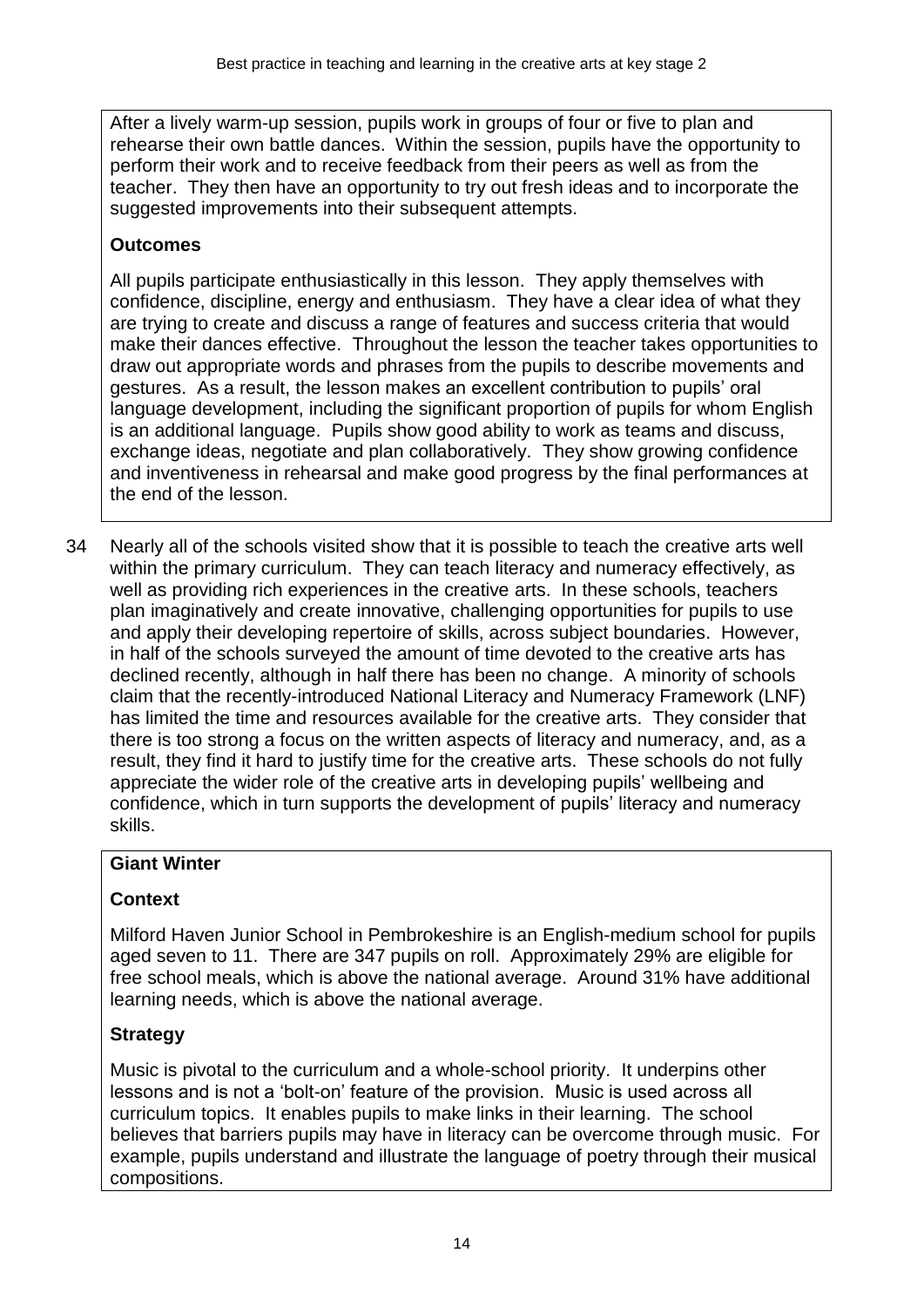After a lively warm-up session, pupils work in groups of four or five to plan and rehearse their own battle dances. Within the session, pupils have the opportunity to perform their work and to receive feedback from their peers as well as from the teacher. They then have an opportunity to try out fresh ideas and to incorporate the suggested improvements into their subsequent attempts.

**Outcomes**

All pupils participate enthusiastically in this lesson. They apply themselves with confidence, discipline, energy and enthusiasm. They have a clear idea of what they are trying to create and discuss a range of features and success criteria that would make their dances effective. Throughout the lesson the teacher takes opportunities to draw out appropriate words and phrases from the pupils to describe movements and gestures. As a result, the lesson makes an excellent contribution to pupils' oral language development, including the significant proportion of pupils for whom English is an additional language. Pupils show good ability to work as teams and discuss, exchange ideas, negotiate and plan collaboratively. They show growing confidence and inventiveness in rehearsal and make good progress by the final performances at the end of the lesson.

34 Nearly all of the schools visited show that it is possible to teach the creative arts well within the primary curriculum. They can teach literacy and numeracy effectively, as well as providing rich experiences in the creative arts. In these schools, teachers plan imaginatively and create innovative, challenging opportunities for pupils to use and apply their developing repertoire of skills, across subject boundaries. However, in half of the schools surveyed the amount of time devoted to the creative arts has declined recently, although in half there has been no change. A minority of schools claim that the recently-introduced National Literacy and Numeracy Framework (LNF) has limited the time and resources available for the creative arts. They consider that there is too strong a focus on the written aspects of literacy and numeracy, and, as a result, they find it hard to justify time for the creative arts. These schools do not fully appreciate the wider role of the creative arts in developing pupils' wellbeing and confidence, which in turn supports the development of pupils' literacy and numeracy skills.

**Giant Winter**

**Context**

Milford Haven Junior School in Pembrokeshire is an English-medium school for pupils aged seven to 11. There are 347 pupils on roll. Approximately 29% are eligible for free school meals, which is above the national average. Around 31% have additional learning needs, which is above the national average.

**Strategy**

Music is pivotal to the curriculum and a whole-school priority. It underpins other lessons and is not a 'bolt-on' feature of the provision. Music is used across all curriculum topics. It enables pupils to make links in their learning. The school believes that barriers pupils may have in literacy can be overcome through music. For example, pupils understand and illustrate the language of poetry through their musical compositions.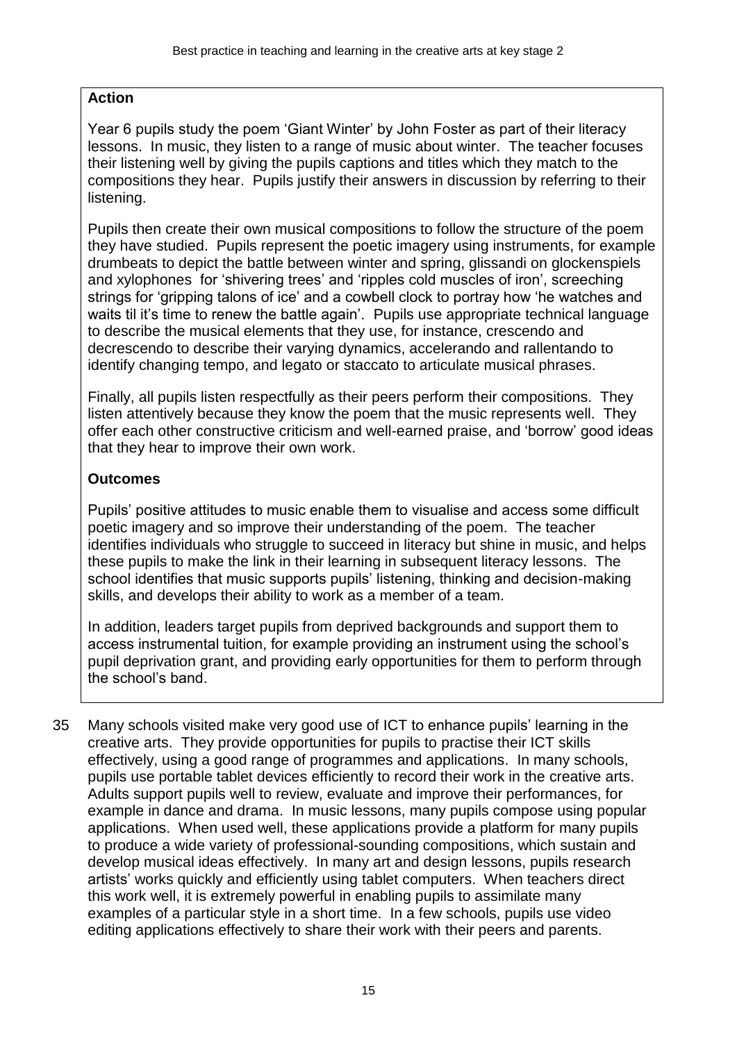**Action**

Year 6 pupils study the poem 'Giant Winter' by John Foster as part of their literacy lessons. In music, they listen to a range of music about winter. The teacher focuses their listening well by giving the pupils captions and titles which they match to the compositions they hear. Pupils justify their answers in discussion by referring to their listening.

Pupils then create their own musical compositions to follow the structure of the poem they have studied. Pupils represent the poetic imagery using instruments, for example drumbeats to depict the battle between winter and spring, glissandi on glockenspiels and xylophones for 'shivering trees' and 'ripples cold muscles of iron', screeching strings for 'gripping talons of ice' and a cowbell clock to portray how 'he watches and waits til it's time to renew the battle again'. Pupils use appropriate technical language to describe the musical elements that they use, for instance, crescendo and decrescendo to describe their varying dynamics, accelerando and rallentando to identify changing tempo, and legato or staccato to articulate musical phrases.

Finally, all pupils listen respectfully as their peers perform their compositions. They listen attentively because they know the poem that the music represents well. They offer each other constructive criticism and well-earned praise, and 'borrow' good ideas that they hear to improve their own work.

**Outcomes**

Pupils' positive attitudes to music enable them to visualise and access some difficult poetic imagery and so improve their understanding of the poem. The teacher identifies individuals who struggle to succeed in literacy but shine in music, and helps these pupils to make the link in their learning in subsequent literacy lessons. The school identifies that music supports pupils' listening, thinking and decision-making skills, and develops their ability to work as a member of a team.

In addition, leaders target pupils from deprived backgrounds and support them to access instrumental tuition, for example providing an instrument using the school's pupil deprivation grant, and providing early opportunities for them to perform through the school's band.

35 Many schools visited make very good use of ICT to enhance pupils' learning in the creative arts. They provide opportunities for pupils to practise their ICT skills effectively, using a good range of programmes and applications. In many schools, pupils use portable tablet devices efficiently to record their work in the creative arts. Adults support pupils well to review, evaluate and improve their performances, for example in dance and drama. In music lessons, many pupils compose using popular applications. When used well, these applications provide a platform for many pupils to produce a wide variety of professional-sounding compositions, which sustain and develop musical ideas effectively. In many art and design lessons, pupils research artists' works quickly and efficiently using tablet computers. When teachers direct this work well, it is extremely powerful in enabling pupils to assimilate many examples of a particular style in a short time. In a few schools, pupils use video editing applications effectively to share their work with their peers and parents.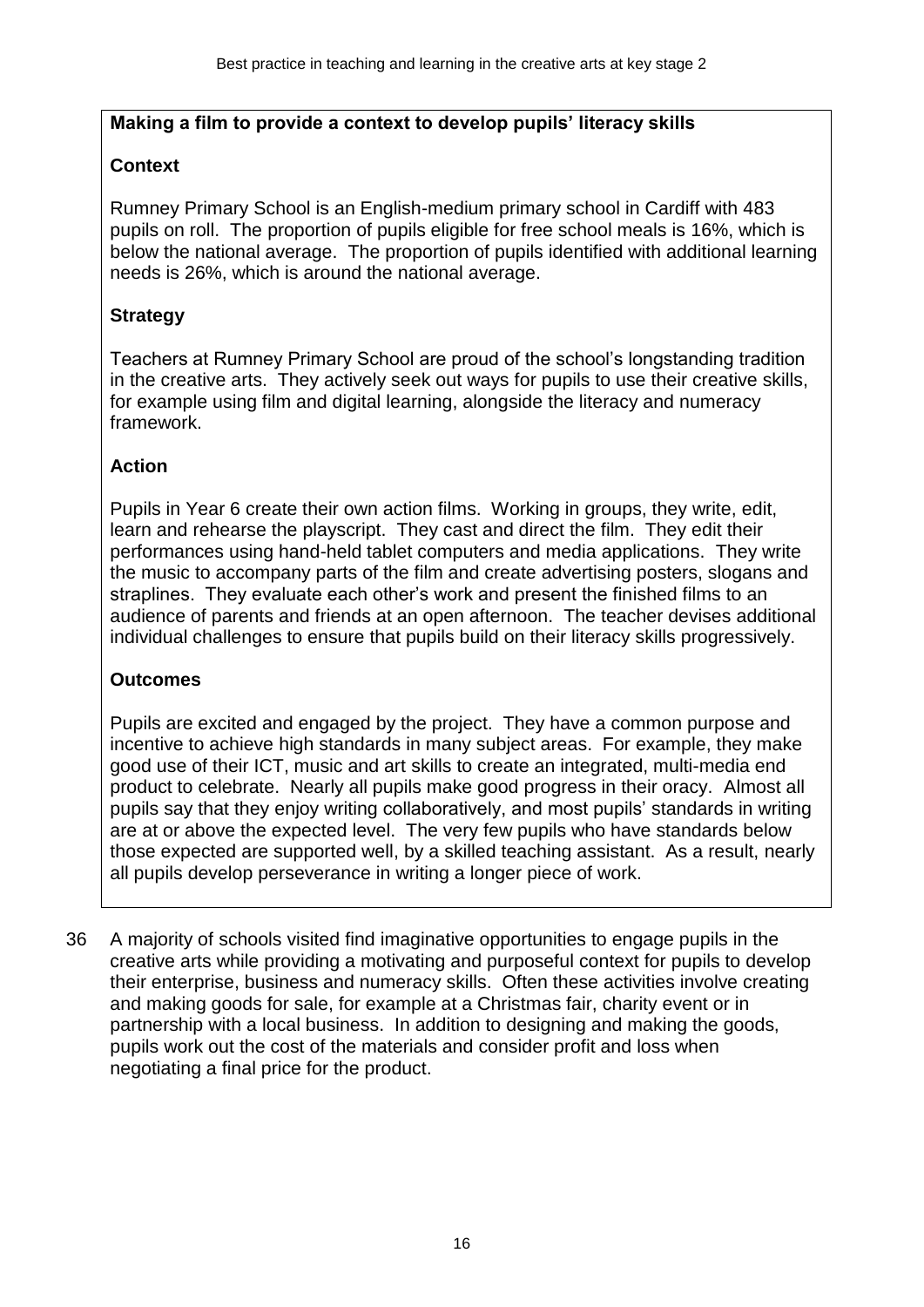**Making a film to provide a context to develop pupils' literacy skills**

**Context**

Rumney Primary School is an English-medium primary school in Cardiff with 483 pupils on roll. The proportion of pupils eligible for free school meals is 16%, which is below the national average. The proportion of pupils identified with additional learning needs is 26%, which is around the national average.

**Strategy**

Teachers at Rumney Primary School are proud of the school's longstanding tradition in the creative arts. They actively seek out ways for pupils to use their creative skills, for example using film and digital learning, alongside the literacy and numeracy framework.

**Action**

Pupils in Year 6 create their own action films. Working in groups, they write, edit, learn and rehearse the playscript. They cast and direct the film. They edit their performances using hand-held tablet computers and media applications. They write the music to accompany parts of the film and create advertising posters, slogans and straplines. They evaluate each other's work and present the finished films to an audience of parents and friends at an open afternoon. The teacher devises additional individual challenges to ensure that pupils build on their literacy skills progressively.

**Outcomes**

Pupils are excited and engaged by the project. They have a common purpose and incentive to achieve high standards in many subject areas. For example, they make good use of their ICT, music and art skills to create an integrated, multi-media end product to celebrate. Nearly all pupils make good progress in their oracy. Almost all pupils say that they enjoy writing collaboratively, and most pupils' standards in writing are at or above the expected level. The very few pupils who have standards below those expected are supported well, by a skilled teaching assistant. As a result, nearly all pupils develop perseverance in writing a longer piece of work.

36 A majority of schools visited find imaginative opportunities to engage pupils in the creative arts while providing a motivating and purposeful context for pupils to develop their enterprise, business and numeracy skills. Often these activities involve creating and making goods for sale, for example at a Christmas fair, charity event or in partnership with a local business. In addition to designing and making the goods, pupils work out the cost of the materials and consider profit and loss when negotiating a final price for the product.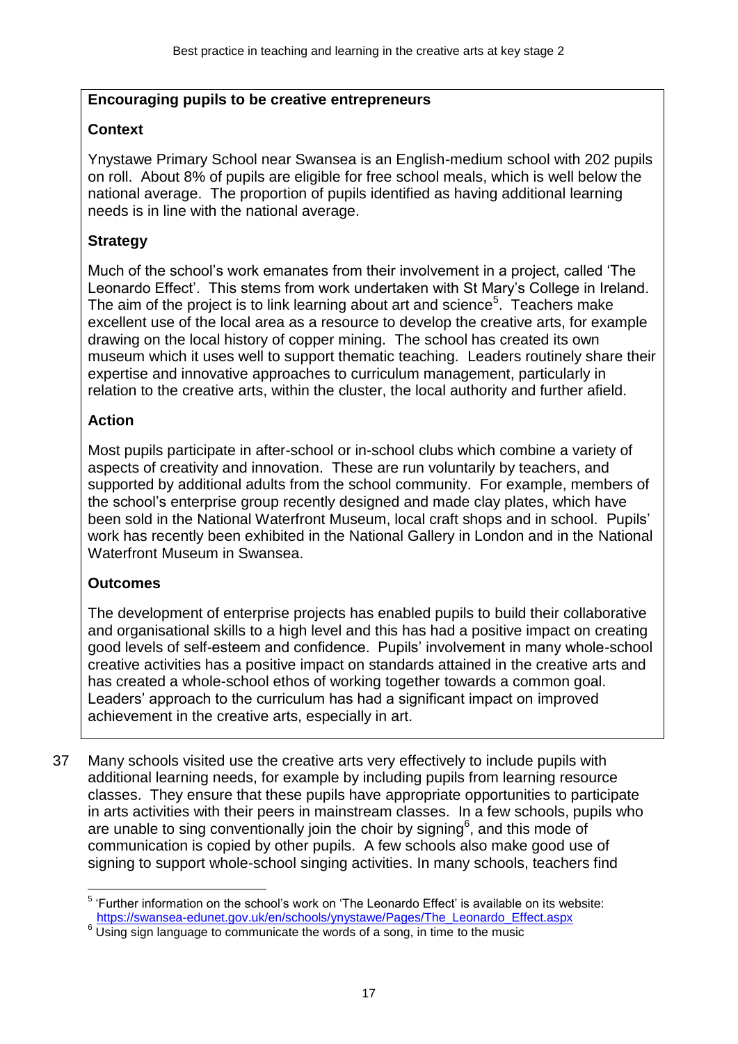**Encouraging pupils to be creative entrepreneurs**

**Context**

Ynystawe Primary School near Swansea is an English-medium school with 202 pupils on roll. About 8% of pupils are eligible for free school meals, which is well below the national average. The proportion of pupils identified as having additional learning needs is in line with the national average.

**Strategy**

Much of the school's work emanates from their involvement in a project, called 'The Leonardo Effect'. This stems from work undertaken with St Mary's College in Ireland. The aim of the project is to link learning about art and science[5]. Teachers make excellent use of the local area as a resource to develop the creative arts, for example drawing on the local history of copper mining. The school has created its own museum which it uses well to support thematic teaching. Leaders routinely share their expertise and innovative approaches to curriculum management, particularly in relation to the creative arts, within the cluster, the local authority and further afield.

**Action**

Most pupils participate in after-school or in-school clubs which combine a variety of aspects of creativity and innovation. These are run voluntarily by teachers, and supported by additional adults from the school community. For example, members of the school's enterprise group recently designed and made clay plates, which have been sold in the National Waterfront Museum, local craft shops and in school. Pupils' work has recently been exhibited in the National Gallery in London and in the National Waterfront Museum in Swansea.

**Outcomes**

The development of enterprise projects has enabled pupils to build their collaborative and organisational skills to a high level and this has had a positive impact on creating good levels of self-esteem and confidence. Pupils' involvement in many whole-school creative activities has a positive impact on standards attained in the creative arts and has created a whole-school ethos of working together towards a common goal. Leaders' approach to the curriculum has had a significant impact on improved achievement in the creative arts, especially in art.

37 Many schools visited use the creative arts very effectively to include pupils with additional learning needs, for example by including pupils from learning resource classes. They ensure that these pupils have appropriate opportunities to participate in arts activities with their peers in mainstream classes. In a few schools, pupils who are unable to sing conventionally join the choir by signing[6], and this mode of communication is copied by other pupils. A few schools also make good use of signing to support whole-school singing activities. In many schools, teachers find

[5] 'Further information on the school's work on 'The Leonardo Effect' is available on its website: https://swansea-edunet.gov.uk/en/schools/ynystawe/Pages/The_Leonardo_Effect.aspx

[6] Using sign language to communicate the words of a song, in time to the music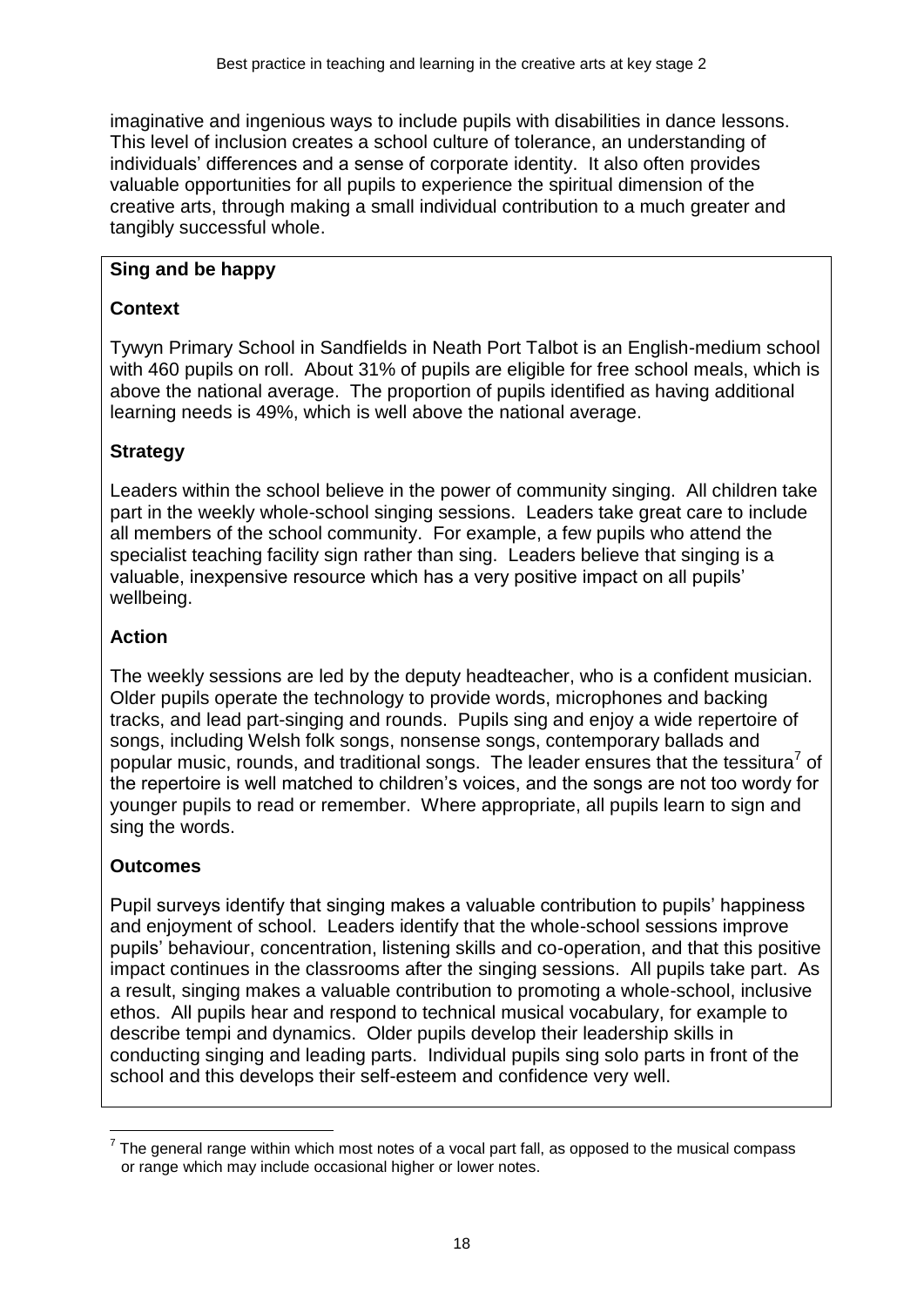imaginative and ingenious ways to include pupils with disabilities in dance lessons. This level of inclusion creates a school culture of tolerance, an understanding of individuals' differences and a sense of corporate identity. It also often provides valuable opportunities for all pupils to experience the spiritual dimension of the creative arts, through making a small individual contribution to a much greater and tangibly successful whole.

**Sing and be happy**

**Context**

Tywyn Primary School in Sandfields in Neath Port Talbot is an English-medium school with 460 pupils on roll. About 31% of pupils are eligible for free school meals, which is above the national average. The proportion of pupils identified as having additional learning needs is 49%, which is well above the national average.

**Strategy**

Leaders within the school believe in the power of community singing. All children take part in the weekly whole-school singing sessions. Leaders take great care to include all members of the school community. For example, a few pupils who attend the specialist teaching facility sign rather than sing. Leaders believe that singing is a valuable, inexpensive resource which has a very positive impact on all pupils' wellbeing.

**Action**

The weekly sessions are led by the deputy headteacher, who is a confident musician. Older pupils operate the technology to provide words, microphones and backing tracks, and lead part-singing and rounds. Pupils sing and enjoy a wide repertoire of songs, including Welsh folk songs, nonsense songs, contemporary ballads and popular music, rounds, and traditional songs. The leader ensures that the tessitura[7] of the repertoire is well matched to children's voices, and the songs are not too wordy for younger pupils to read or remember. Where appropriate, all pupils learn to sign and sing the words.

**Outcomes**

Pupil surveys identify that singing makes a valuable contribution to pupils' happiness and enjoyment of school. Leaders identify that the whole-school sessions improve pupils' behaviour, concentration, listening skills and co-operation, and that this positive impact continues in the classrooms after the singing sessions. All pupils take part. As a result, singing makes a valuable contribution to promoting a whole-school, inclusive ethos. All pupils hear and respond to technical musical vocabulary, for example to describe tempi and dynamics. Older pupils develop their leadership skills in conducting singing and leading parts. Individual pupils sing solo parts in front of the school and this develops their self-esteem and confidence very well.

[7] The general range within which most notes of a vocal part fall, as opposed to the musical compass or range which may include occasional higher or lower notes.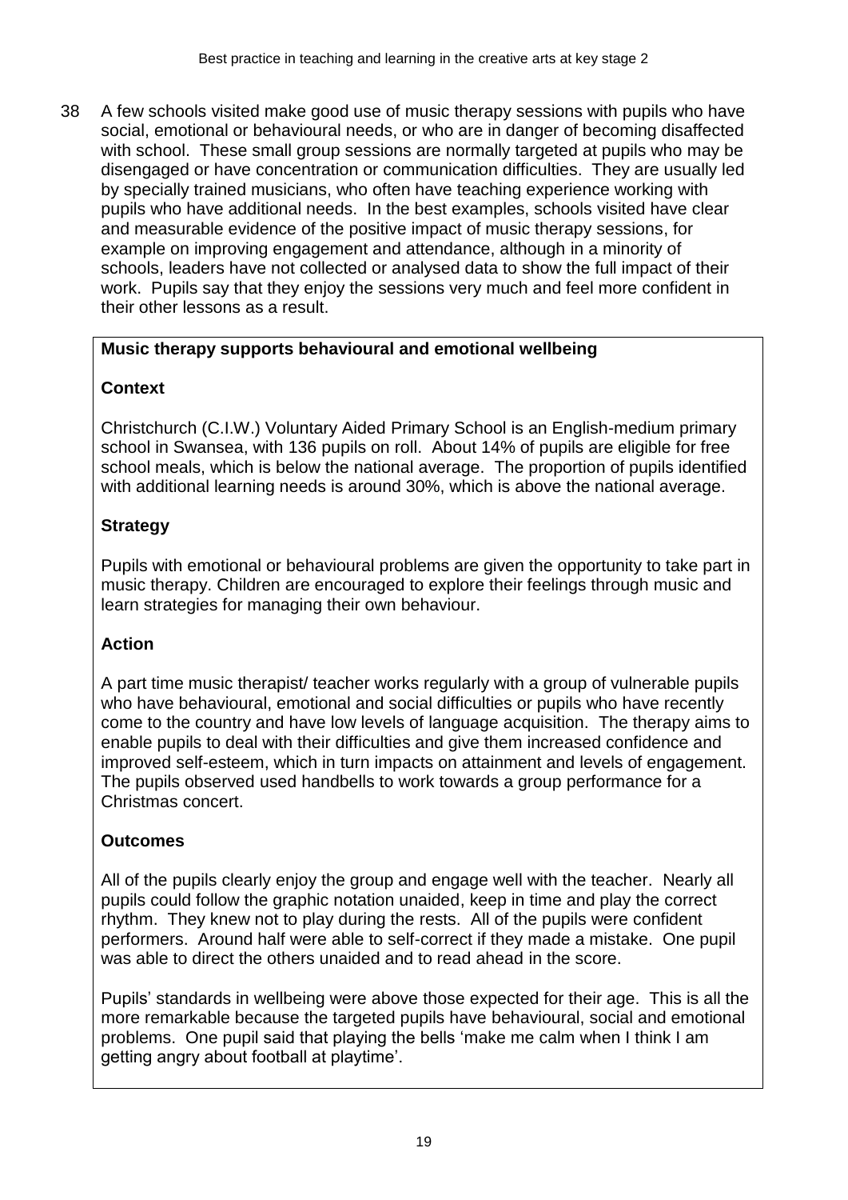38 A few schools visited make good use of music therapy sessions with pupils who have social, emotional or behavioural needs, or who are in danger of becoming disaffected with school. These small group sessions are normally targeted at pupils who may be disengaged or have concentration or communication difficulties. They are usually led by specially trained musicians, who often have teaching experience working with pupils who have additional needs. In the best examples, schools visited have clear and measurable evidence of the positive impact of music therapy sessions, for example on improving engagement and attendance, although in a minority of schools, leaders have not collected or analysed data to show the full impact of their work. Pupils say that they enjoy the sessions very much and feel more confident in their other lessons as a result.

**Music therapy supports behavioural and emotional wellbeing**

**Context**

Christchurch (C.I.W.) Voluntary Aided Primary School is an English-medium primary school in Swansea, with 136 pupils on roll. About 14% of pupils are eligible for free school meals, which is below the national average. The proportion of pupils identified with additional learning needs is around 30%, which is above the national average.

**Strategy**

Pupils with emotional or behavioural problems are given the opportunity to take part in music therapy. Children are encouraged to explore their feelings through music and learn strategies for managing their own behaviour.

**Action**

A part time music therapist/ teacher works regularly with a group of vulnerable pupils who have behavioural, emotional and social difficulties or pupils who have recently come to the country and have low levels of language acquisition. The therapy aims to enable pupils to deal with their difficulties and give them increased confidence and improved self-esteem, which in turn impacts on attainment and levels of engagement. The pupils observed used handbells to work towards a group performance for a Christmas concert.

**Outcomes**

All of the pupils clearly enjoy the group and engage well with the teacher. Nearly all pupils could follow the graphic notation unaided, keep in time and play the correct rhythm. They knew not to play during the rests. All of the pupils were confident performers. Around half were able to self-correct if they made a mistake. One pupil was able to direct the others unaided and to read ahead in the score.

Pupils' standards in wellbeing were above those expected for their age. This is all the more remarkable because the targeted pupils have behavioural, social and emotional problems. One pupil said that playing the bells 'make me calm when I think I am getting angry about football at playtime'.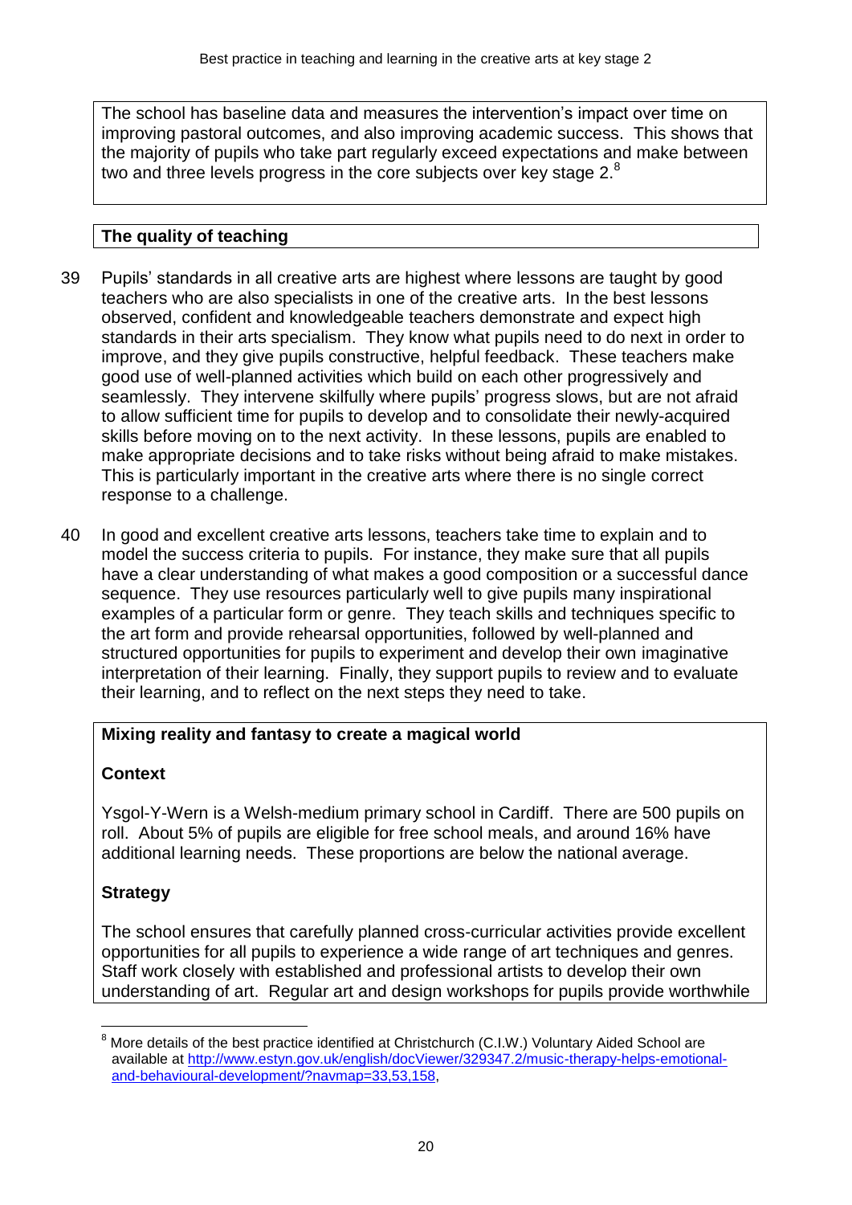The school has baseline data and measures the intervention's impact over time on improving pastoral outcomes, and also improving academic success. This shows that the majority of pupils who take part regularly exceed expectations and make between two and three levels progress in the core subjects over key stage 2.[8]

## The quality of teaching

39 Pupils' standards in all creative arts are highest where lessons are taught by good teachers who are also specialists in one of the creative arts. In the best lessons observed, confident and knowledgeable teachers demonstrate and expect high standards in their arts specialism. They know what pupils need to do next in order to improve, and they give pupils constructive, helpful feedback. These teachers make good use of well-planned activities which build on each other progressively and seamlessly. They intervene skilfully where pupils' progress slows, but are not afraid to allow sufficient time for pupils to develop and to consolidate their newly-acquired skills before moving on to the next activity. In these lessons, pupils are enabled to make appropriate decisions and to take risks without being afraid to make mistakes. This is particularly important in the creative arts where there is no single correct response to a challenge.

40 In good and excellent creative arts lessons, teachers take time to explain and to model the success criteria to pupils. For instance, they make sure that all pupils have a clear understanding of what makes a good composition or a successful dance sequence. They use resources particularly well to give pupils many inspirational examples of a particular form or genre. They teach skills and techniques specific to the art form and provide rehearsal opportunities, followed by well-planned and structured opportunities for pupils to experiment and develop their own imaginative interpretation of their learning. Finally, they support pupils to review and to evaluate their learning, and to reflect on the next steps they need to take.

**Mixing reality and fantasy to create a magical world**

**Context**

Ysgol-Y-Wern is a Welsh-medium primary school in Cardiff. There are 500 pupils on roll. About 5% of pupils are eligible for free school meals, and around 16% have additional learning needs. These proportions are below the national average.

**Strategy**

The school ensures that carefully planned cross-curricular activities provide excellent opportunities for all pupils to experience a wide range of art techniques and genres. Staff work closely with established and professional artists to develop their own understanding of art. Regular art and design workshops for pupils provide worthwhile

[8] More details of the best practice identified at Christchurch (C.I.W.) Voluntary Aided School are available at http://www.estyn.gov.uk/english/docViewer/329347.2/music-therapy-helps-emotional-and-behavioural-development/?navmap=33,53,158,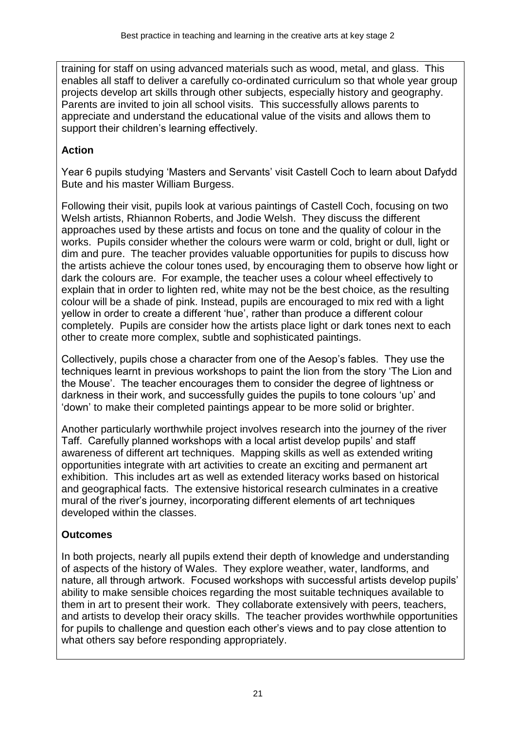training for staff on using advanced materials such as wood, metal, and glass. This enables all staff to deliver a carefully co-ordinated curriculum so that whole year group projects develop art skills through other subjects, especially history and geography. Parents are invited to join all school visits. This successfully allows parents to appreciate and understand the educational value of the visits and allows them to support their children's learning effectively.

**Action**

Year 6 pupils studying 'Masters and Servants' visit Castell Coch to learn about Dafydd Bute and his master William Burgess.

Following their visit, pupils look at various paintings of Castell Coch, focusing on two Welsh artists, Rhiannon Roberts, and Jodie Welsh. They discuss the different approaches used by these artists and focus on tone and the quality of colour in the works. Pupils consider whether the colours were warm or cold, bright or dull, light or dim and pure. The teacher provides valuable opportunities for pupils to discuss how the artists achieve the colour tones used, by encouraging them to observe how light or dark the colours are. For example, the teacher uses a colour wheel effectively to explain that in order to lighten red, white may not be the best choice, as the resulting colour will be a shade of pink. Instead, pupils are encouraged to mix red with a light yellow in order to create a different 'hue', rather than produce a different colour completely. Pupils are consider how the artists place light or dark tones next to each other to create more complex, subtle and sophisticated paintings.

Collectively, pupils chose a character from one of the Aesop's fables. They use the techniques learnt in previous workshops to paint the lion from the story 'The Lion and the Mouse'. The teacher encourages them to consider the degree of lightness or darkness in their work, and successfully guides the pupils to tone colours 'up' and 'down' to make their completed paintings appear to be more solid or brighter.

Another particularly worthwhile project involves research into the journey of the river Taff. Carefully planned workshops with a local artist develop pupils' and staff awareness of different art techniques. Mapping skills as well as extended writing opportunities integrate with art activities to create an exciting and permanent art exhibition. This includes art as well as extended literacy works based on historical and geographical facts. The extensive historical research culminates in a creative mural of the river's journey, incorporating different elements of art techniques developed within the classes.

**Outcomes**

In both projects, nearly all pupils extend their depth of knowledge and understanding of aspects of the history of Wales. They explore weather, water, landforms, and nature, all through artwork. Focused workshops with successful artists develop pupils' ability to make sensible choices regarding the most suitable techniques available to them in art to present their work. They collaborate extensively with peers, teachers, and artists to develop their oracy skills. The teacher provides worthwhile opportunities for pupils to challenge and question each other's views and to pay close attention to what others say before responding appropriately.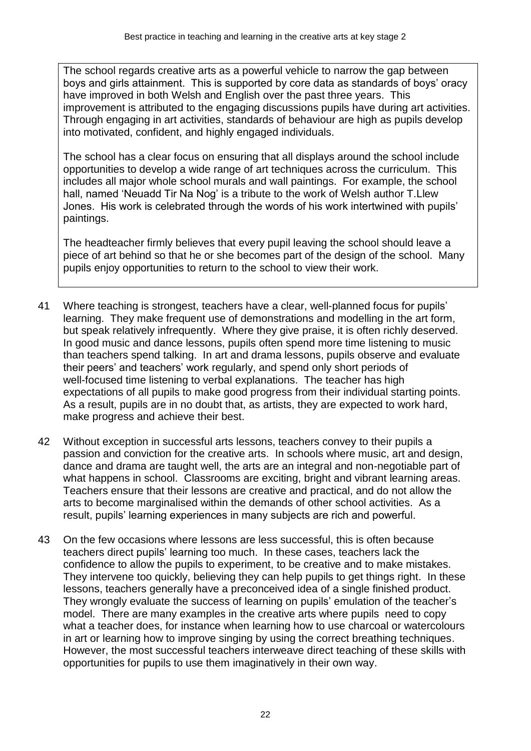The school regards creative arts as a powerful vehicle to narrow the gap between boys and girls attainment. This is supported by core data as standards of boys' oracy have improved in both Welsh and English over the past three years. This improvement is attributed to the engaging discussions pupils have during art activities. Through engaging in art activities, standards of behaviour are high as pupils develop into motivated, confident, and highly engaged individuals.

The school has a clear focus on ensuring that all displays around the school include opportunities to develop a wide range of art techniques across the curriculum. This includes all major whole school murals and wall paintings. For example, the school hall, named 'Neuadd Tir Na Nog' is a tribute to the work of Welsh author T.Llew Jones. His work is celebrated through the words of his work intertwined with pupils' paintings.

The headteacher firmly believes that every pupil leaving the school should leave a piece of art behind so that he or she becomes part of the design of the school. Many pupils enjoy opportunities to return to the school to view their work.

41 Where teaching is strongest, teachers have a clear, well-planned focus for pupils' learning. They make frequent use of demonstrations and modelling in the art form, but speak relatively infrequently. Where they give praise, it is often richly deserved. In good music and dance lessons, pupils often spend more time listening to music than teachers spend talking. In art and drama lessons, pupils observe and evaluate their peers' and teachers' work regularly, and spend only short periods of well-focused time listening to verbal explanations. The teacher has high expectations of all pupils to make good progress from their individual starting points. As a result, pupils are in no doubt that, as artists, they are expected to work hard, make progress and achieve their best.

42 Without exception in successful arts lessons, teachers convey to their pupils a passion and conviction for the creative arts. In schools where music, art and design, dance and drama are taught well, the arts are an integral and non-negotiable part of what happens in school. Classrooms are exciting, bright and vibrant learning areas. Teachers ensure that their lessons are creative and practical, and do not allow the arts to become marginalised within the demands of other school activities. As a result, pupils' learning experiences in many subjects are rich and powerful.

43 On the few occasions where lessons are less successful, this is often because teachers direct pupils' learning too much. In these cases, teachers lack the confidence to allow the pupils to experiment, to be creative and to make mistakes. They intervene too quickly, believing they can help pupils to get things right. In these lessons, teachers generally have a preconceived idea of a single finished product. They wrongly evaluate the success of learning on pupils' emulation of the teacher's model. There are many examples in the creative arts where pupils need to copy what a teacher does, for instance when learning how to use charcoal or watercolours in art or learning how to improve singing by using the correct breathing techniques. However, the most successful teachers interweave direct teaching of these skills with opportunities for pupils to use them imaginatively in their own way.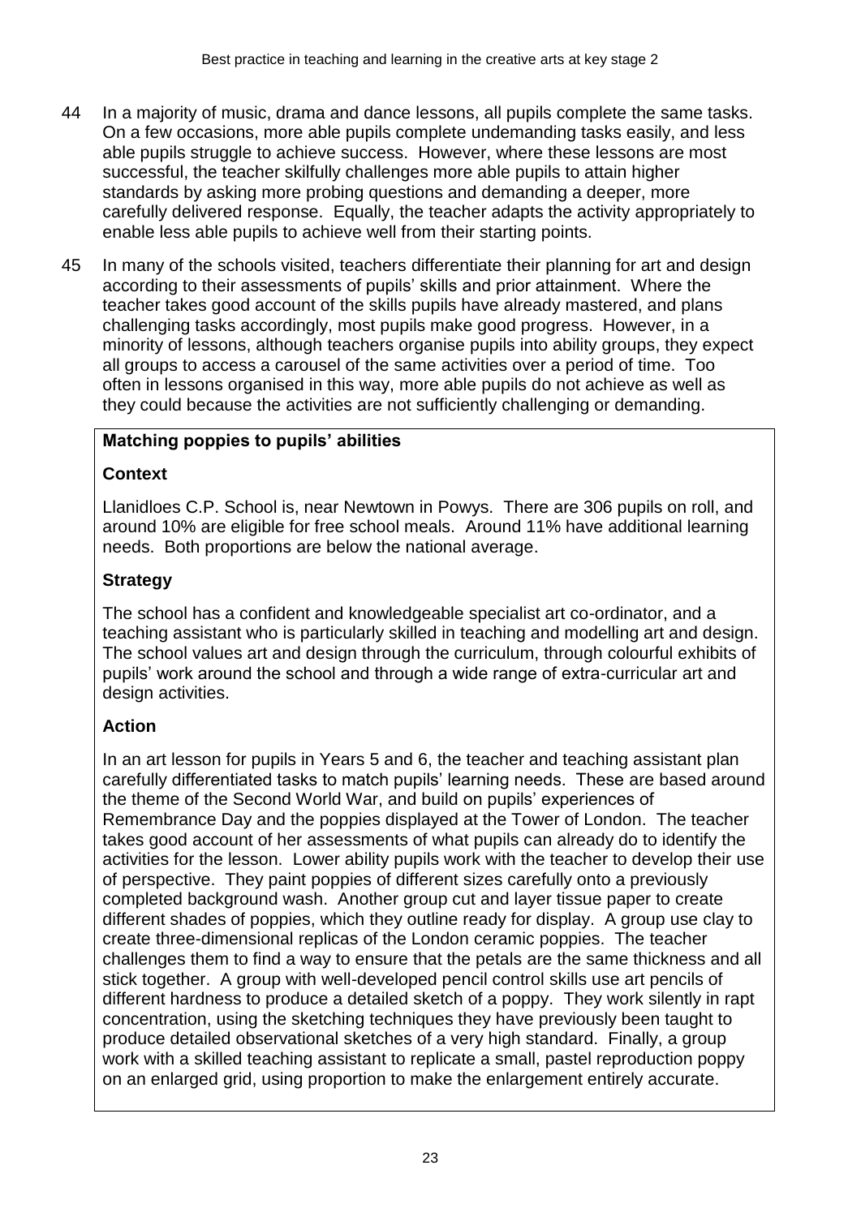44 In a majority of music, drama and dance lessons, all pupils complete the same tasks. On a few occasions, more able pupils complete undemanding tasks easily, and less able pupils struggle to achieve success. However, where these lessons are most successful, the teacher skilfully challenges more able pupils to attain higher standards by asking more probing questions and demanding a deeper, more carefully delivered response. Equally, the teacher adapts the activity appropriately to enable less able pupils to achieve well from their starting points.

45 In many of the schools visited, teachers differentiate their planning for art and design according to their assessments of pupils' skills and prior attainment. Where the teacher takes good account of the skills pupils have already mastered, and plans challenging tasks accordingly, most pupils make good progress. However, in a minority of lessons, although teachers organise pupils into ability groups, they expect all groups to access a carousel of the same activities over a period of time. Too often in lessons organised in this way, more able pupils do not achieve as well as they could because the activities are not sufficiently challenging or demanding.

**Matching poppies to pupils' abilities**

**Context**

Llanidloes C.P. School is, near Newtown in Powys. There are 306 pupils on roll, and around 10% are eligible for free school meals. Around 11% have additional learning needs. Both proportions are below the national average.

**Strategy**

The school has a confident and knowledgeable specialist art co-ordinator, and a teaching assistant who is particularly skilled in teaching and modelling art and design. The school values art and design through the curriculum, through colourful exhibits of pupils' work around the school and through a wide range of extra-curricular art and design activities.

**Action**

In an art lesson for pupils in Years 5 and 6, the teacher and teaching assistant plan carefully differentiated tasks to match pupils' learning needs. These are based around the theme of the Second World War, and build on pupils' experiences of Remembrance Day and the poppies displayed at the Tower of London. The teacher takes good account of her assessments of what pupils can already do to identify the activities for the lesson. Lower ability pupils work with the teacher to develop their use of perspective. They paint poppies of different sizes carefully onto a previously completed background wash. Another group cut and layer tissue paper to create different shades of poppies, which they outline ready for display. A group use clay to create three-dimensional replicas of the London ceramic poppies. The teacher challenges them to find a way to ensure that the petals are the same thickness and all stick together. A group with well-developed pencil control skills use art pencils of different hardness to produce a detailed sketch of a poppy. They work silently in rapt concentration, using the sketching techniques they have previously been taught to produce detailed observational sketches of a very high standard. Finally, a group work with a skilled teaching assistant to replicate a small, pastel reproduction poppy on an enlarged grid, using proportion to make the enlargement entirely accurate.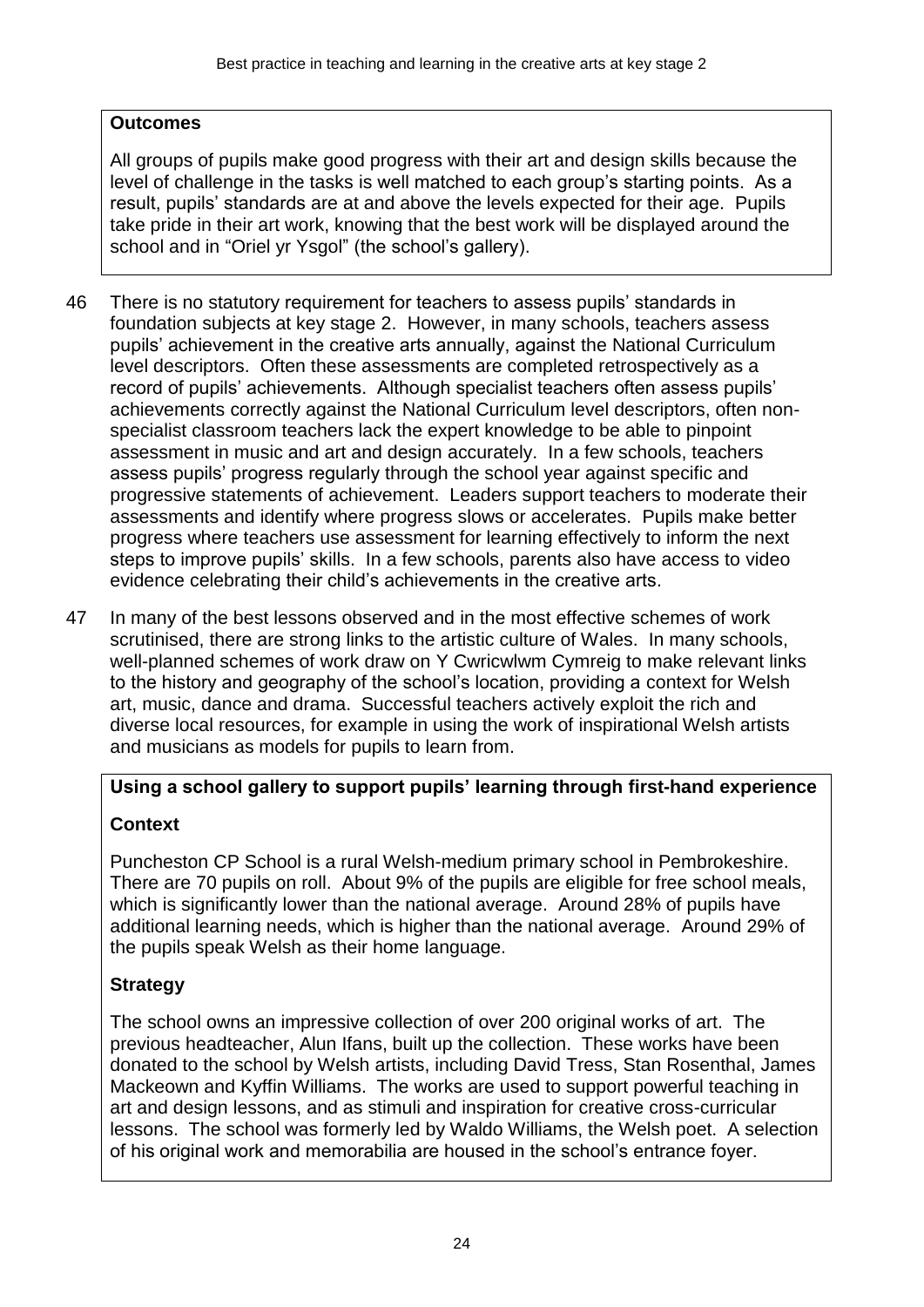**Outcomes**

All groups of pupils make good progress with their art and design skills because the level of challenge in the tasks is well matched to each group's starting points. As a result, pupils' standards are at and above the levels expected for their age. Pupils take pride in their art work, knowing that the best work will be displayed around the school and in "Oriel yr Ysgol" (the school's gallery).

46 There is no statutory requirement for teachers to assess pupils' standards in foundation subjects at key stage 2. However, in many schools, teachers assess pupils' achievement in the creative arts annually, against the National Curriculum level descriptors. Often these assessments are completed retrospectively as a record of pupils' achievements. Although specialist teachers often assess pupils' achievements correctly against the National Curriculum level descriptors, often non-specialist classroom teachers lack the expert knowledge to be able to pinpoint assessment in music and art and design accurately. In a few schools, teachers assess pupils' progress regularly through the school year against specific and progressive statements of achievement. Leaders support teachers to moderate their assessments and identify where progress slows or accelerates. Pupils make better progress where teachers use assessment for learning effectively to inform the next steps to improve pupils' skills. In a few schools, parents also have access to video evidence celebrating their child's achievements in the creative arts.

47 In many of the best lessons observed and in the most effective schemes of work scrutinised, there are strong links to the artistic culture of Wales. In many schools, well-planned schemes of work draw on Y Cwricwlwm Cymreig to make relevant links to the history and geography of the school's location, providing a context for Welsh art, music, dance and drama. Successful teachers actively exploit the rich and diverse local resources, for example in using the work of inspirational Welsh artists and musicians as models for pupils to learn from.

**Using a school gallery to support pupils' learning through first-hand experience**

**Context**

Puncheston CP School is a rural Welsh-medium primary school in Pembrokeshire. There are 70 pupils on roll. About 9% of the pupils are eligible for free school meals, which is significantly lower than the national average. Around 28% of pupils have additional learning needs, which is higher than the national average. Around 29% of the pupils speak Welsh as their home language.

**Strategy**

The school owns an impressive collection of over 200 original works of art. The previous headteacher, Alun Ifans, built up the collection. These works have been donated to the school by Welsh artists, including David Tress, Stan Rosenthal, James Mackeown and Kyffin Williams. The works are used to support powerful teaching in art and design lessons, and as stimuli and inspiration for creative cross-curricular lessons. The school was formerly led by Waldo Williams, the Welsh poet. A selection of his original work and memorabilia are housed in the school's entrance foyer.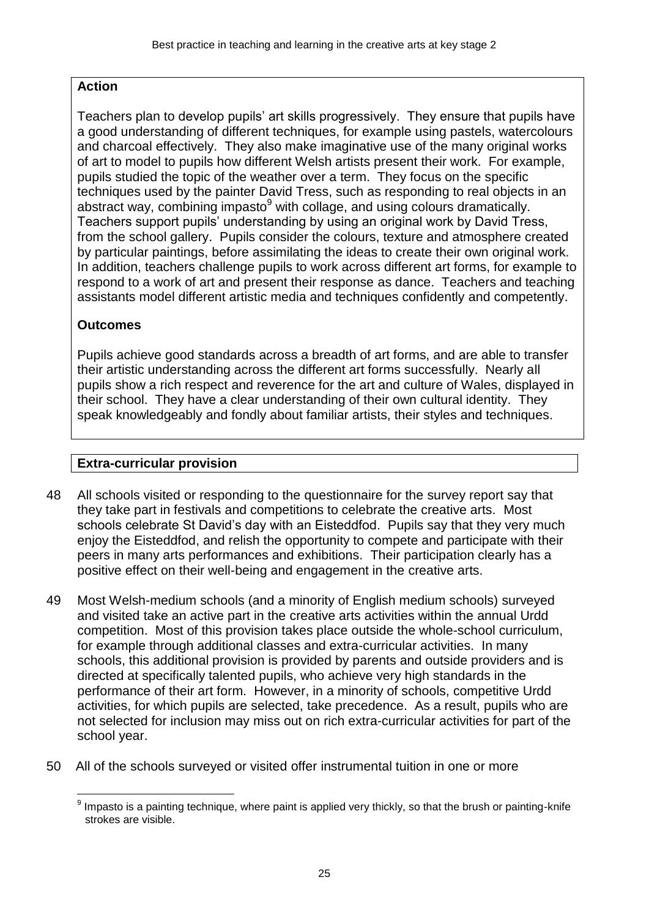**Action**

Teachers plan to develop pupils' art skills progressively. They ensure that pupils have a good understanding of different techniques, for example using pastels, watercolours and charcoal effectively. They also make imaginative use of the many original works of art to model to pupils how different Welsh artists present their work. For example, pupils studied the topic of the weather over a term. They focus on the specific techniques used by the painter David Tress, such as responding to real objects in an abstract way, combining impasto[9] with collage, and using colours dramatically. Teachers support pupils' understanding by using an original work by David Tress, from the school gallery. Pupils consider the colours, texture and atmosphere created by particular paintings, before assimilating the ideas to create their own original work. In addition, teachers challenge pupils to work across different art forms, for example to respond to a work of art and present their response as dance. Teachers and teaching assistants model different artistic media and techniques confidently and competently.

**Outcomes**

Pupils achieve good standards across a breadth of art forms, and are able to transfer their artistic understanding across the different art forms successfully. Nearly all pupils show a rich respect and reverence for the art and culture of Wales, displayed in their school. They have a clear understanding of their own cultural identity. They speak knowledgeably and fondly about familiar artists, their styles and techniques.

**Extra-curricular provision**

48 All schools visited or responding to the questionnaire for the survey report say that they take part in festivals and competitions to celebrate the creative arts. Most schools celebrate St David's day with an Eisteddfod. Pupils say that they very much enjoy the Eisteddfod, and relish the opportunity to compete and participate with their peers in many arts performances and exhibitions. Their participation clearly has a positive effect on their well-being and engagement in the creative arts.

49 Most Welsh-medium schools (and a minority of English medium schools) surveyed and visited take an active part in the creative arts activities within the annual Urdd competition. Most of this provision takes place outside the whole-school curriculum, for example through additional classes and extra-curricular activities. In many schools, this additional provision is provided by parents and outside providers and is directed at specifically talented pupils, who achieve very high standards in the performance of their art form. However, in a minority of schools, competitive Urdd activities, for which pupils are selected, take precedence. As a result, pupils who are not selected for inclusion may miss out on rich extra-curricular activities for part of the school year.

50 All of the schools surveyed or visited offer instrumental tuition in one or more

[9] Impasto is a painting technique, where paint is applied very thickly, so that the brush or painting-knife strokes are visible.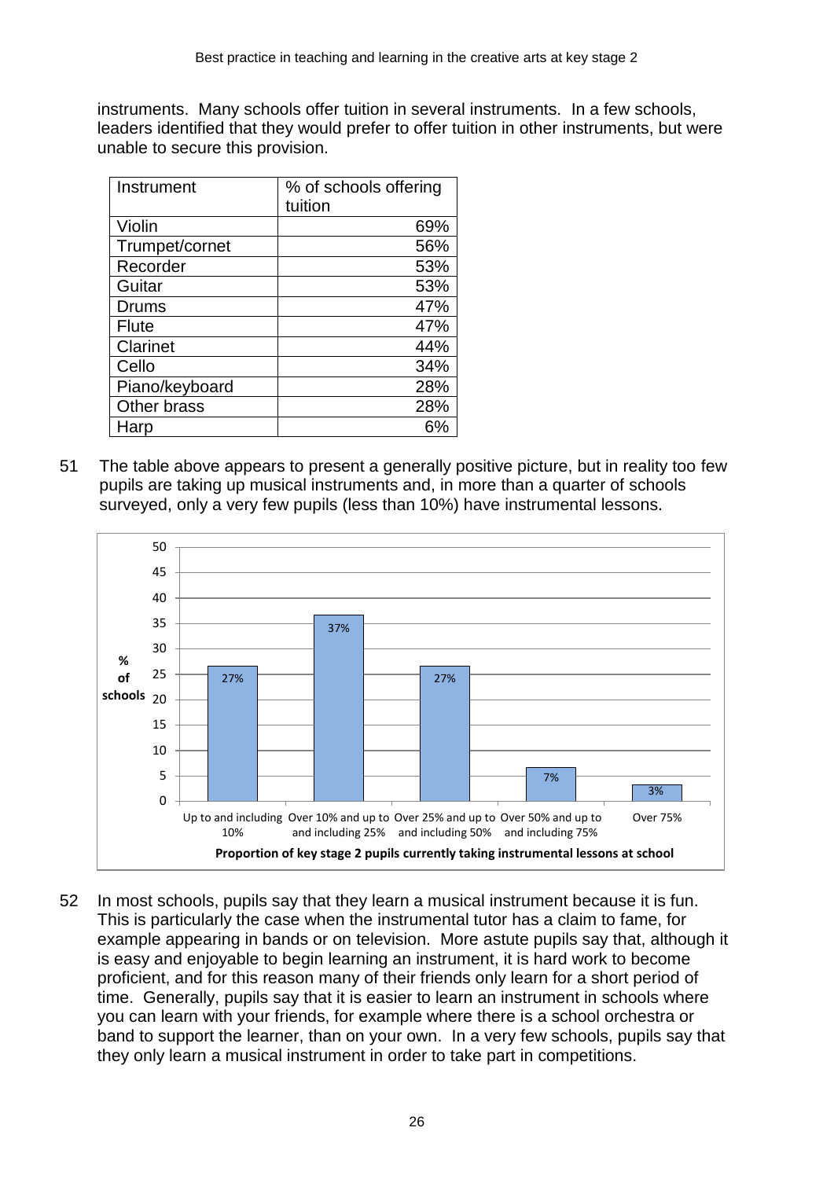instruments. Many schools offer tuition in several instruments. In a few schools, leaders identified that they would prefer to offer tuition in other instruments, but were unable to secure this provision.

| Instrument | % of schools offering tuition |
|---|---|
| Violin | 69% |
| Trumpet/cornet | 56% |
| Recorder | 53% |
| Guitar | 53% |
| Drums | 47% |
| Flute | 47% |
| Clarinet | 44% |
| Cello | 34% |
| Piano/keyboard | 28% |
| Other brass | 28% |
| Harp | 6% |

51 The table above appears to present a generally positive picture, but in reality too few pupils are taking up musical instruments and, in more than a quarter of schools surveyed, only a very few pupils (less than 10%) have instrumental lessons.

% of schools

50
45
40
35
30
25
20
15
10
5
0

27%
37%
27%
7%
3%

Up to and including 10%
Over 10% and up to and including 25%
Over 25% and up to and including 50%
Over 50% and up to and including 75%
Over 75%

**Proportion of key stage 2 pupils currently taking instrumental lessons at school**

52 In most schools, pupils say that they learn a musical instrument because it is fun. This is particularly the case when the instrumental tutor has a claim to fame, for example appearing in bands or on television. More astute pupils say that, although it is easy and enjoyable to begin learning an instrument, it is hard work to become proficient, and for this reason many of their friends only learn for a short period of time. Generally, pupils say that it is easier to learn an instrument in schools where you can learn with your friends, for example where there is a school orchestra or band to support the learner, than on your own. In a very few schools, pupils say that they only learn a musical instrument in order to take part in competitions.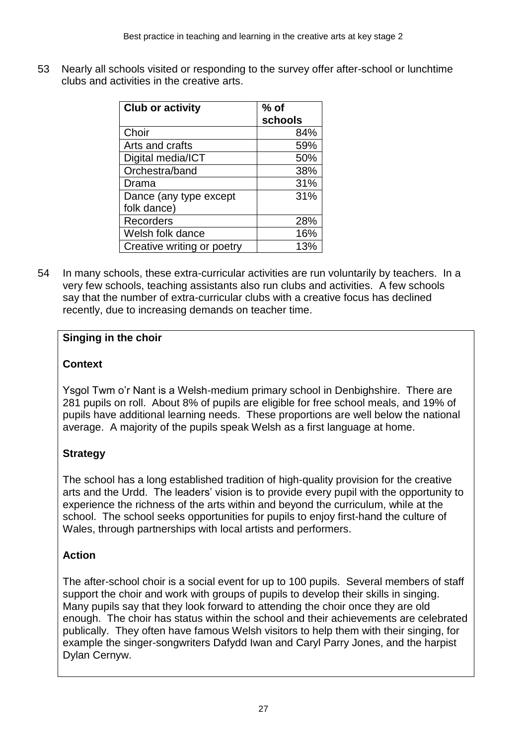53 Nearly all schools visited or responding to the survey offer after-school or lunchtime clubs and activities in the creative arts.

| Club or activity | % of schools |
| --- | --- |
| Choir | 84% |
| Arts and crafts | 59% |
| Digital media/ICT | 50% |
| Orchestra/band | 38% |
| Drama | 31% |
| Dance (any type except folk dance) | 31% |
| Recorders | 28% |
| Welsh folk dance | 16% |
| Creative writing or poetry | 13% |

54 In many schools, these extra-curricular activities are run voluntarily by teachers. In a very few schools, teaching assistants also run clubs and activities. A few schools say that the number of extra-curricular clubs with a creative focus has declined recently, due to increasing demands on teacher time.

**Singing in the choir**

**Context**

Ysgol Twm o'r Nant is a Welsh-medium primary school in Denbighshire. There are 281 pupils on roll. About 8% of pupils are eligible for free school meals, and 19% of pupils have additional learning needs. These proportions are well below the national average. A majority of the pupils speak Welsh as a first language at home.

**Strategy**

The school has a long established tradition of high-quality provision for the creative arts and the Urdd. The leaders' vision is to provide every pupil with the opportunity to experience the richness of the arts within and beyond the curriculum, while at the school. The school seeks opportunities for pupils to enjoy first-hand the culture of Wales, through partnerships with local artists and performers.

**Action**

The after-school choir is a social event for up to 100 pupils. Several members of staff support the choir and work with groups of pupils to develop their skills in singing. Many pupils say that they look forward to attending the choir once they are old enough. The choir has status within the school and their achievements are celebrated publically. They often have famous Welsh visitors to help them with their singing, for example the singer-songwriters Dafydd Iwan and Caryl Parry Jones, and the harpist Dylan Cernyw.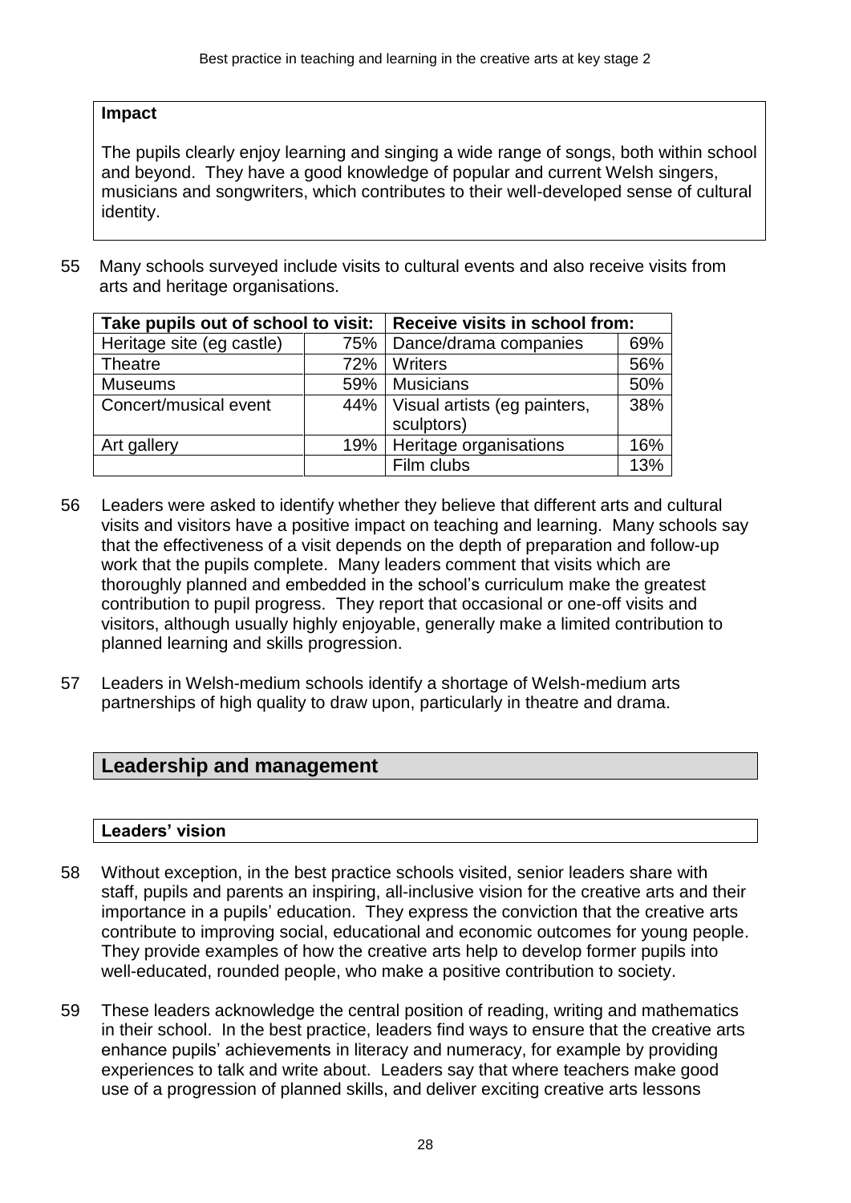**Impact**

The pupils clearly enjoy learning and singing a wide range of songs, both within school and beyond. They have a good knowledge of popular and current Welsh singers, musicians and songwriters, which contributes to their well-developed sense of cultural identity.

55 Many schools surveyed include visits to cultural events and also receive visits from arts and heritage organisations.

| Take pupils out of school to visit: | | Receive visits in school from: | |
|---|---|---|---|
| Heritage site (eg castle) | 75% | Dance/drama companies | 69% |
| Theatre | 72% | Writers | 56% |
| Museums | 59% | Musicians | 50% |
| Concert/musical event | 44% | Visual artists (eg painters, sculptors) | 38% |
| Art gallery | 19% | Heritage organisations | 16% |
| | | Film clubs | 13% |

56 Leaders were asked to identify whether they believe that different arts and cultural visits and visitors have a positive impact on teaching and learning. Many schools say that the effectiveness of a visit depends on the depth of preparation and follow-up work that the pupils complete. Many leaders comment that visits which are thoroughly planned and embedded in the school's curriculum make the greatest contribution to pupil progress. They report that occasional or one-off visits and visitors, although usually highly enjoyable, generally make a limited contribution to planned learning and skills progression.

57 Leaders in Welsh-medium schools identify a shortage of Welsh-medium arts partnerships of high quality to draw upon, particularly in theatre and drama.

## Leadership and management

### Leaders' vision

58 Without exception, in the best practice schools visited, senior leaders share with staff, pupils and parents an inspiring, all-inclusive vision for the creative arts and their importance in a pupils' education. They express the conviction that the creative arts contribute to improving social, educational and economic outcomes for young people. They provide examples of how the creative arts help to develop former pupils into well-educated, rounded people, who make a positive contribution to society.

59 These leaders acknowledge the central position of reading, writing and mathematics in their school. In the best practice, leaders find ways to ensure that the creative arts enhance pupils' achievements in literacy and numeracy, for example by providing experiences to talk and write about. Leaders say that where teachers make good use of a progression of planned skills, and deliver exciting creative arts lessons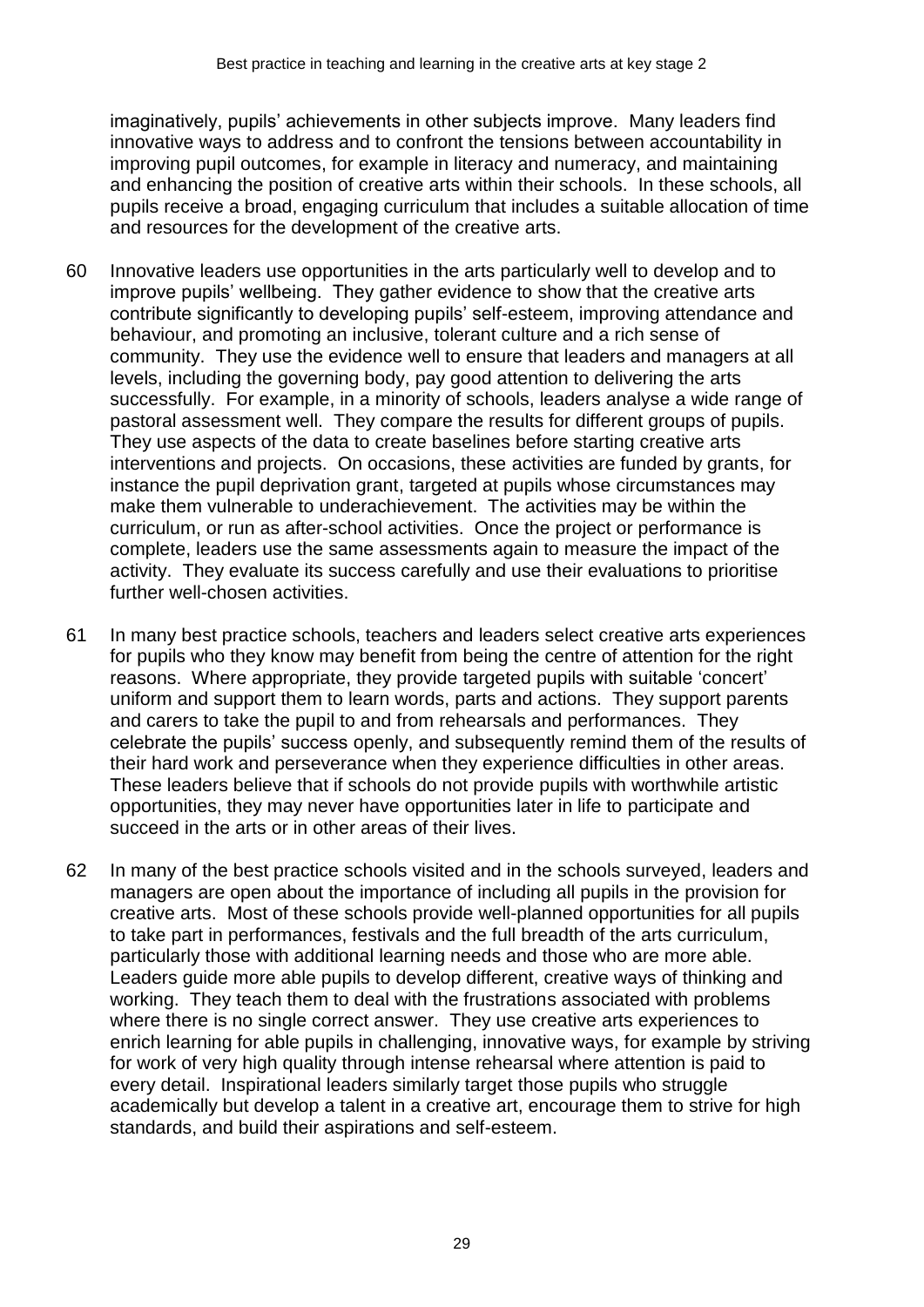imaginatively, pupils' achievements in other subjects improve. Many leaders find innovative ways to address and to confront the tensions between accountability in improving pupil outcomes, for example in literacy and numeracy, and maintaining and enhancing the position of creative arts within their schools. In these schools, all pupils receive a broad, engaging curriculum that includes a suitable allocation of time and resources for the development of the creative arts.

60 Innovative leaders use opportunities in the arts particularly well to develop and to improve pupils' wellbeing. They gather evidence to show that the creative arts contribute significantly to developing pupils' self-esteem, improving attendance and behaviour, and promoting an inclusive, tolerant culture and a rich sense of community. They use the evidence well to ensure that leaders and managers at all levels, including the governing body, pay good attention to delivering the arts successfully. For example, in a minority of schools, leaders analyse a wide range of pastoral assessment well. They compare the results for different groups of pupils. They use aspects of the data to create baselines before starting creative arts interventions and projects. On occasions, these activities are funded by grants, for instance the pupil deprivation grant, targeted at pupils whose circumstances may make them vulnerable to underachievement. The activities may be within the curriculum, or run as after-school activities. Once the project or performance is complete, leaders use the same assessments again to measure the impact of the activity. They evaluate its success carefully and use their evaluations to prioritise further well-chosen activities.

61 In many best practice schools, teachers and leaders select creative arts experiences for pupils who they know may benefit from being the centre of attention for the right reasons. Where appropriate, they provide targeted pupils with suitable 'concert' uniform and support them to learn words, parts and actions. They support parents and carers to take the pupil to and from rehearsals and performances. They celebrate the pupils' success openly, and subsequently remind them of the results of their hard work and perseverance when they experience difficulties in other areas. These leaders believe that if schools do not provide pupils with worthwhile artistic opportunities, they may never have opportunities later in life to participate and succeed in the arts or in other areas of their lives.

62 In many of the best practice schools visited and in the schools surveyed, leaders and managers are open about the importance of including all pupils in the provision for creative arts. Most of these schools provide well-planned opportunities for all pupils to take part in performances, festivals and the full breadth of the arts curriculum, particularly those with additional learning needs and those who are more able. Leaders guide more able pupils to develop different, creative ways of thinking and working. They teach them to deal with the frustrations associated with problems where there is no single correct answer. They use creative arts experiences to enrich learning for able pupils in challenging, innovative ways, for example by striving for work of very high quality through intense rehearsal where attention is paid to every detail. Inspirational leaders similarly target those pupils who struggle academically but develop a talent in a creative art, encourage them to strive for high standards, and build their aspirations and self-esteem.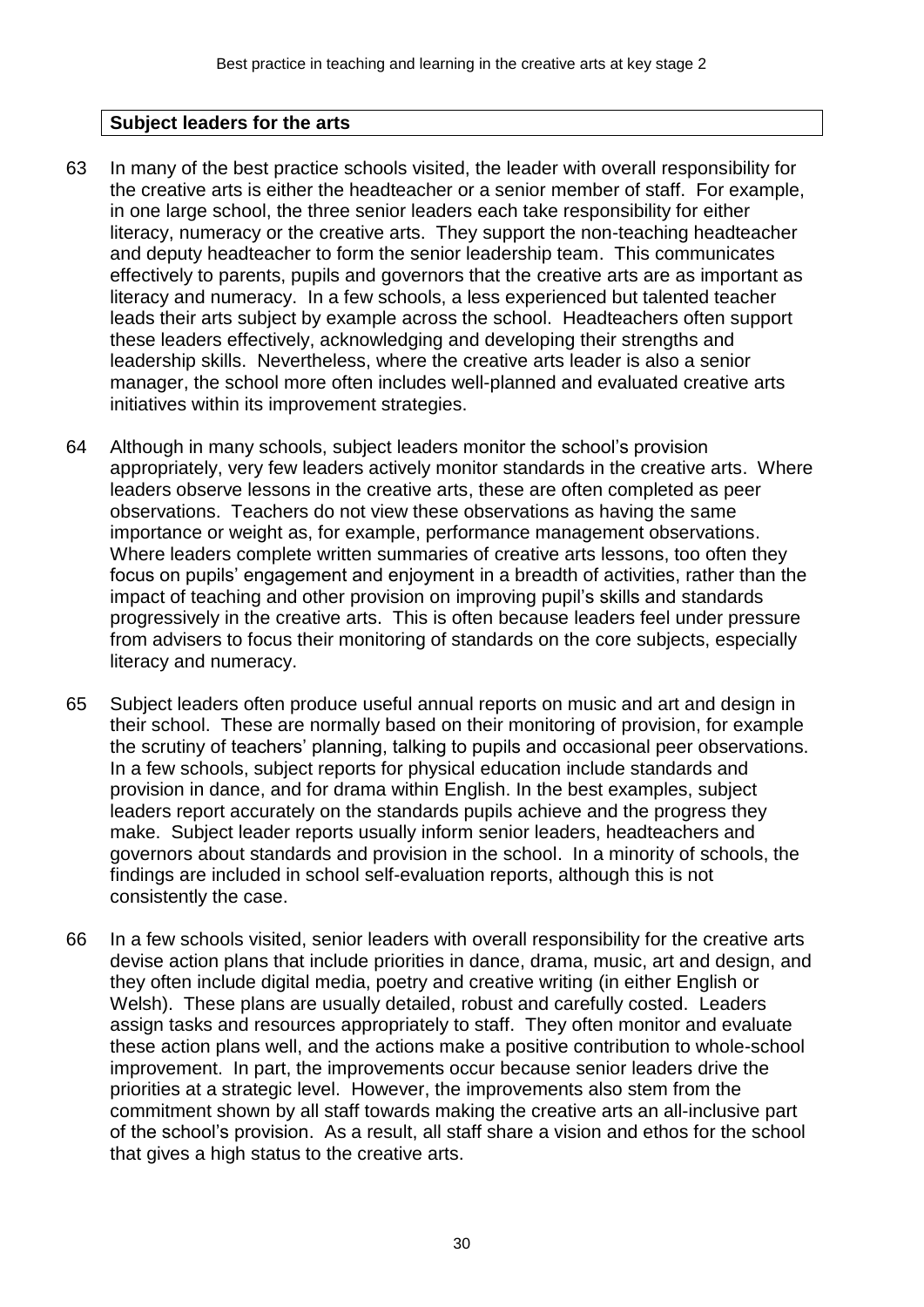## Subject leaders for the arts

63 In many of the best practice schools visited, the leader with overall responsibility for the creative arts is either the headteacher or a senior member of staff. For example, in one large school, the three senior leaders each take responsibility for either literacy, numeracy or the creative arts. They support the non-teaching headteacher and deputy headteacher to form the senior leadership team. This communicates effectively to parents, pupils and governors that the creative arts are as important as literacy and numeracy. In a few schools, a less experienced but talented teacher leads their arts subject by example across the school. Headteachers often support these leaders effectively, acknowledging and developing their strengths and leadership skills. Nevertheless, where the creative arts leader is also a senior manager, the school more often includes well-planned and evaluated creative arts initiatives within its improvement strategies.

64 Although in many schools, subject leaders monitor the school's provision appropriately, very few leaders actively monitor standards in the creative arts. Where leaders observe lessons in the creative arts, these are often completed as peer observations. Teachers do not view these observations as having the same importance or weight as, for example, performance management observations. Where leaders complete written summaries of creative arts lessons, too often they focus on pupils' engagement and enjoyment in a breadth of activities, rather than the impact of teaching and other provision on improving pupil's skills and standards progressively in the creative arts. This is often because leaders feel under pressure from advisers to focus their monitoring of standards on the core subjects, especially literacy and numeracy.

65 Subject leaders often produce useful annual reports on music and art and design in their school. These are normally based on their monitoring of provision, for example the scrutiny of teachers' planning, talking to pupils and occasional peer observations. In a few schools, subject reports for physical education include standards and provision in dance, and for drama within English. In the best examples, subject leaders report accurately on the standards pupils achieve and the progress they make. Subject leader reports usually inform senior leaders, headteachers and governors about standards and provision in the school. In a minority of schools, the findings are included in school self-evaluation reports, although this is not consistently the case.

66 In a few schools visited, senior leaders with overall responsibility for the creative arts devise action plans that include priorities in dance, drama, music, art and design, and they often include digital media, poetry and creative writing (in either English or Welsh). These plans are usually detailed, robust and carefully costed. Leaders assign tasks and resources appropriately to staff. They often monitor and evaluate these action plans well, and the actions make a positive contribution to whole-school improvement. In part, the improvements occur because senior leaders drive the priorities at a strategic level. However, the improvements also stem from the commitment shown by all staff towards making the creative arts an all-inclusive part of the school's provision. As a result, all staff share a vision and ethos for the school that gives a high status to the creative arts.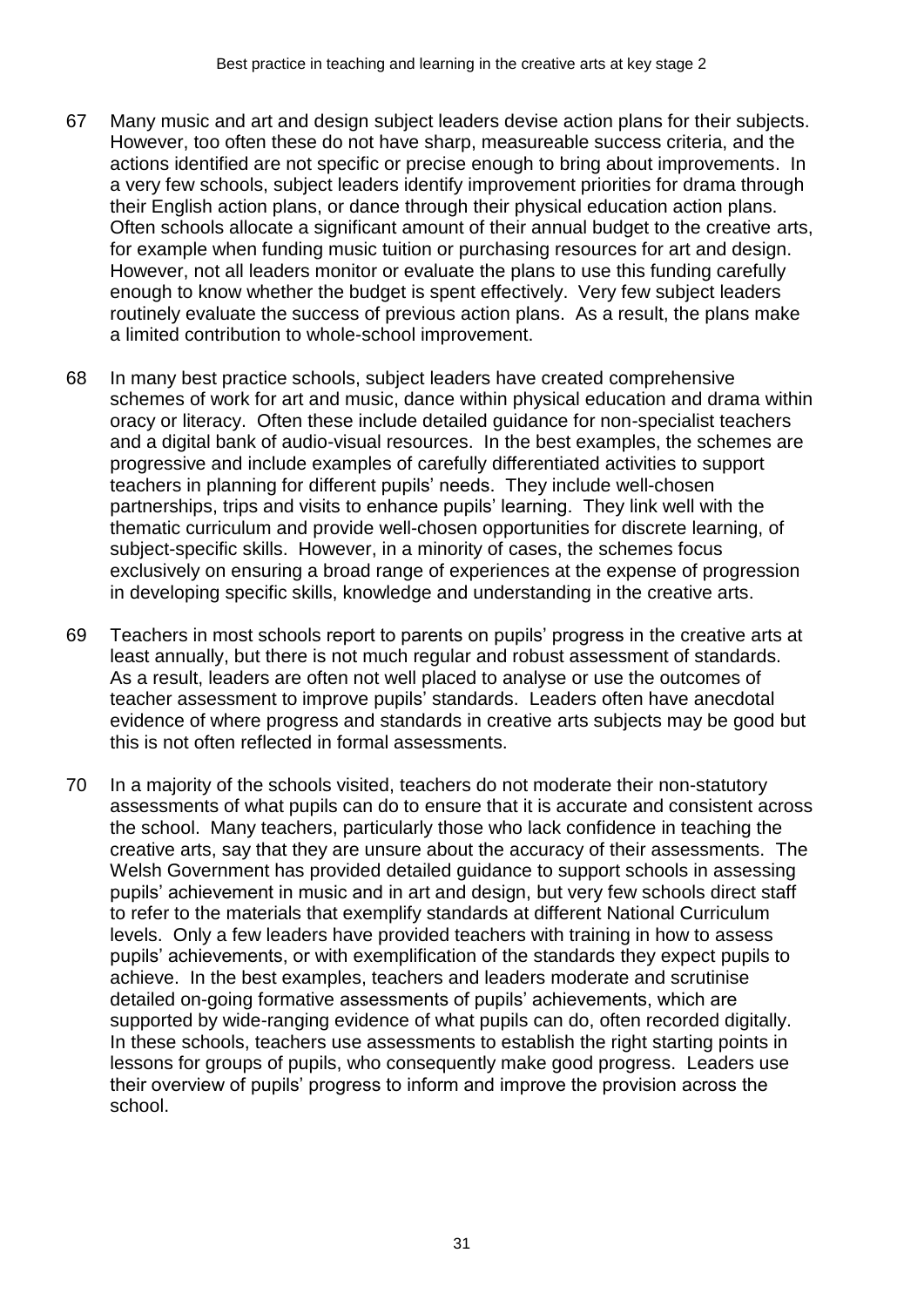67 Many music and art and design subject leaders devise action plans for their subjects. However, too often these do not have sharp, measureable success criteria, and the actions identified are not specific or precise enough to bring about improvements. In a very few schools, subject leaders identify improvement priorities for drama through their English action plans, or dance through their physical education action plans. Often schools allocate a significant amount of their annual budget to the creative arts, for example when funding music tuition or purchasing resources for art and design. However, not all leaders monitor or evaluate the plans to use this funding carefully enough to know whether the budget is spent effectively. Very few subject leaders routinely evaluate the success of previous action plans. As a result, the plans make a limited contribution to whole-school improvement.

68 In many best practice schools, subject leaders have created comprehensive schemes of work for art and music, dance within physical education and drama within oracy or literacy. Often these include detailed guidance for non-specialist teachers and a digital bank of audio-visual resources. In the best examples, the schemes are progressive and include examples of carefully differentiated activities to support teachers in planning for different pupils' needs. They include well-chosen partnerships, trips and visits to enhance pupils' learning. They link well with the thematic curriculum and provide well-chosen opportunities for discrete learning, of subject-specific skills. However, in a minority of cases, the schemes focus exclusively on ensuring a broad range of experiences at the expense of progression in developing specific skills, knowledge and understanding in the creative arts.

69 Teachers in most schools report to parents on pupils' progress in the creative arts at least annually, but there is not much regular and robust assessment of standards. As a result, leaders are often not well placed to analyse or use the outcomes of teacher assessment to improve pupils' standards. Leaders often have anecdotal evidence of where progress and standards in creative arts subjects may be good but this is not often reflected in formal assessments.

70 In a majority of the schools visited, teachers do not moderate their non-statutory assessments of what pupils can do to ensure that it is accurate and consistent across the school. Many teachers, particularly those who lack confidence in teaching the creative arts, say that they are unsure about the accuracy of their assessments. The Welsh Government has provided detailed guidance to support schools in assessing pupils' achievement in music and in art and design, but very few schools direct staff to refer to the materials that exemplify standards at different National Curriculum levels. Only a few leaders have provided teachers with training in how to assess pupils' achievements, or with exemplification of the standards they expect pupils to achieve. In the best examples, teachers and leaders moderate and scrutinise detailed on-going formative assessments of pupils' achievements, which are supported by wide-ranging evidence of what pupils can do, often recorded digitally. In these schools, teachers use assessments to establish the right starting points in lessons for groups of pupils, who consequently make good progress. Leaders use their overview of pupils' progress to inform and improve the provision across the school.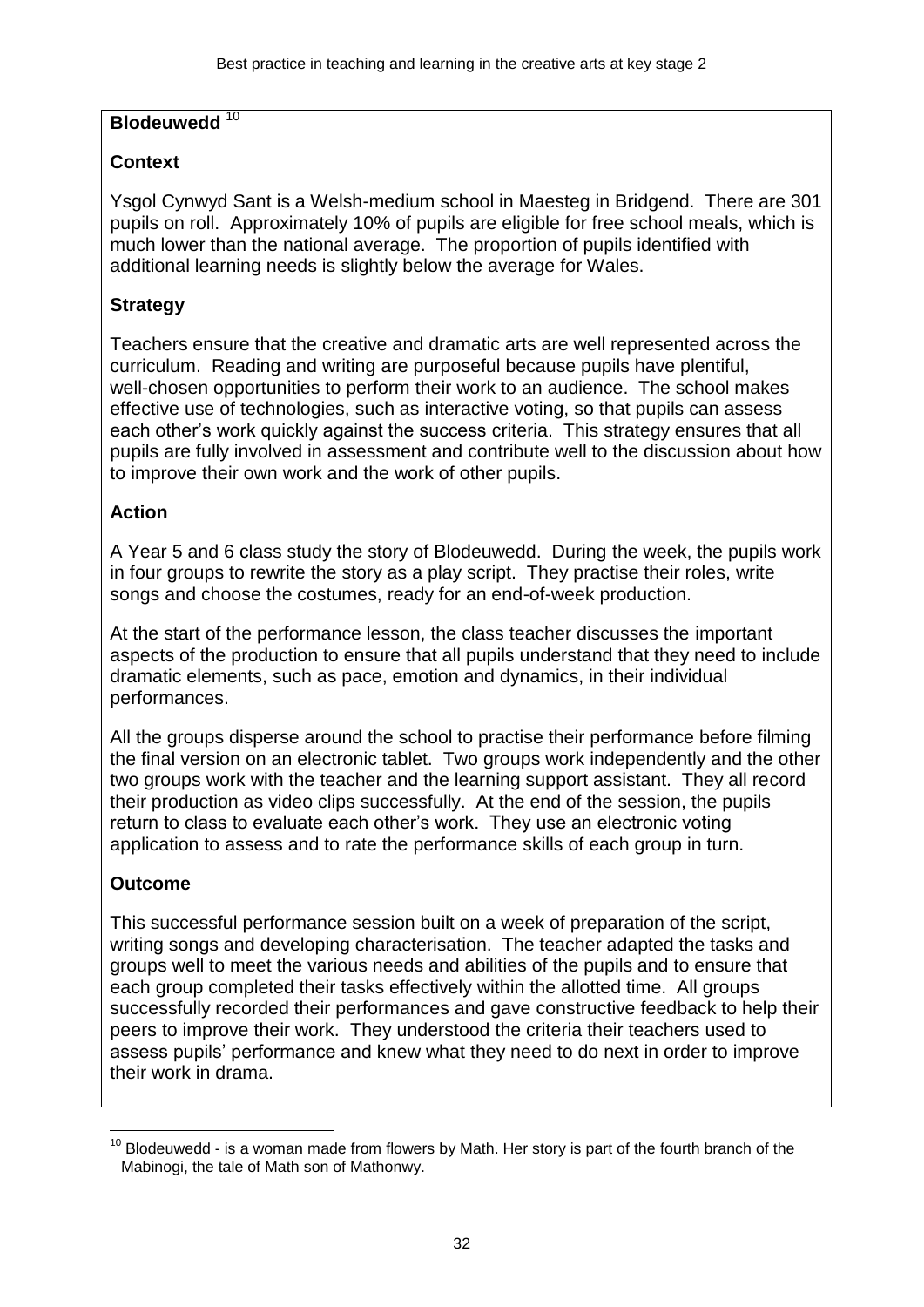**Blodeuwedd** [10]

**Context**

Ysgol Cynwyd Sant is a Welsh-medium school in Maesteg in Bridgend. There are 301 pupils on roll. Approximately 10% of pupils are eligible for free school meals, which is much lower than the national average. The proportion of pupils identified with additional learning needs is slightly below the average for Wales.

**Strategy**

Teachers ensure that the creative and dramatic arts are well represented across the curriculum. Reading and writing are purposeful because pupils have plentiful, well-chosen opportunities to perform their work to an audience. The school makes effective use of technologies, such as interactive voting, so that pupils can assess each other's work quickly against the success criteria. This strategy ensures that all pupils are fully involved in assessment and contribute well to the discussion about how to improve their own work and the work of other pupils.

**Action**

A Year 5 and 6 class study the story of Blodeuwedd. During the week, the pupils work in four groups to rewrite the story as a play script. They practise their roles, write songs and choose the costumes, ready for an end-of-week production.

At the start of the performance lesson, the class teacher discusses the important aspects of the production to ensure that all pupils understand that they need to include dramatic elements, such as pace, emotion and dynamics, in their individual performances.

All the groups disperse around the school to practise their performance before filming the final version on an electronic tablet. Two groups work independently and the other two groups work with the teacher and the learning support assistant. They all record their production as video clips successfully. At the end of the session, the pupils return to class to evaluate each other's work. They use an electronic voting application to assess and to rate the performance skills of each group in turn.

**Outcome**

This successful performance session built on a week of preparation of the script, writing songs and developing characterisation. The teacher adapted the tasks and groups well to meet the various needs and abilities of the pupils and to ensure that each group completed their tasks effectively within the allotted time. All groups successfully recorded their performances and gave constructive feedback to help their peers to improve their work. They understood the criteria their teachers used to assess pupils' performance and knew what they need to do next in order to improve their work in drama.

---

[10] Blodeuwedd - is a woman made from flowers by Math. Her story is part of the fourth branch of the Mabinogi, the tale of Math son of Mathonwy.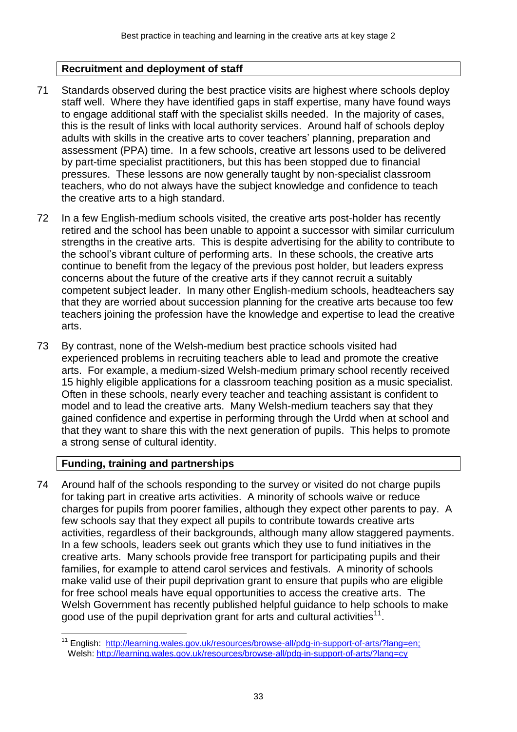**Recruitment and deployment of staff**

71 Standards observed during the best practice visits are highest where schools deploy staff well. Where they have identified gaps in staff expertise, many have found ways to engage additional staff with the specialist skills needed. In the majority of cases, this is the result of links with local authority services. Around half of schools deploy adults with skills in the creative arts to cover teachers' planning, preparation and assessment (PPA) time. In a few schools, creative art lessons used to be delivered by part-time specialist practitioners, but this has been stopped due to financial pressures. These lessons are now generally taught by non-specialist classroom teachers, who do not always have the subject knowledge and confidence to teach the creative arts to a high standard.

72 In a few English-medium schools visited, the creative arts post-holder has recently retired and the school has been unable to appoint a successor with similar curriculum strengths in the creative arts. This is despite advertising for the ability to contribute to the school's vibrant culture of performing arts. In these schools, the creative arts continue to benefit from the legacy of the previous post holder, but leaders express concerns about the future of the creative arts if they cannot recruit a suitably competent subject leader. In many other English-medium schools, headteachers say that they are worried about succession planning for the creative arts because too few teachers joining the profession have the knowledge and expertise to lead the creative arts.

73 By contrast, none of the Welsh-medium best practice schools visited had experienced problems in recruiting teachers able to lead and promote the creative arts. For example, a medium-sized Welsh-medium primary school recently received 15 highly eligible applications for a classroom teaching position as a music specialist. Often in these schools, nearly every teacher and teaching assistant is confident to model and to lead the creative arts. Many Welsh-medium teachers say that they gained confidence and expertise in performing through the Urdd when at school and that they want to share this with the next generation of pupils. This helps to promote a strong sense of cultural identity.

**Funding, training and partnerships**

74 Around half of the schools responding to the survey or visited do not charge pupils for taking part in creative arts activities. A minority of schools waive or reduce charges for pupils from poorer families, although they expect other parents to pay. A few schools say that they expect all pupils to contribute towards creative arts activities, regardless of their backgrounds, although many allow staggered payments. In a few schools, leaders seek out grants which they use to fund initiatives in the creative arts. Many schools provide free transport for participating pupils and their families, for example to attend carol services and festivals. A minority of schools make valid use of their pupil deprivation grant to ensure that pupils who are eligible for free school meals have equal opportunities to access the creative arts. The Welsh Government has recently published helpful guidance to help schools to make good use of the pupil deprivation grant for arts and cultural activities[11].

[11] English: http://learning.wales.gov.uk/resources/browse-all/pdg-in-support-of-arts/?lang=en;
Welsh: http://learning.wales.gov.uk/resources/browse-all/pdg-in-support-of-arts/?lang=cy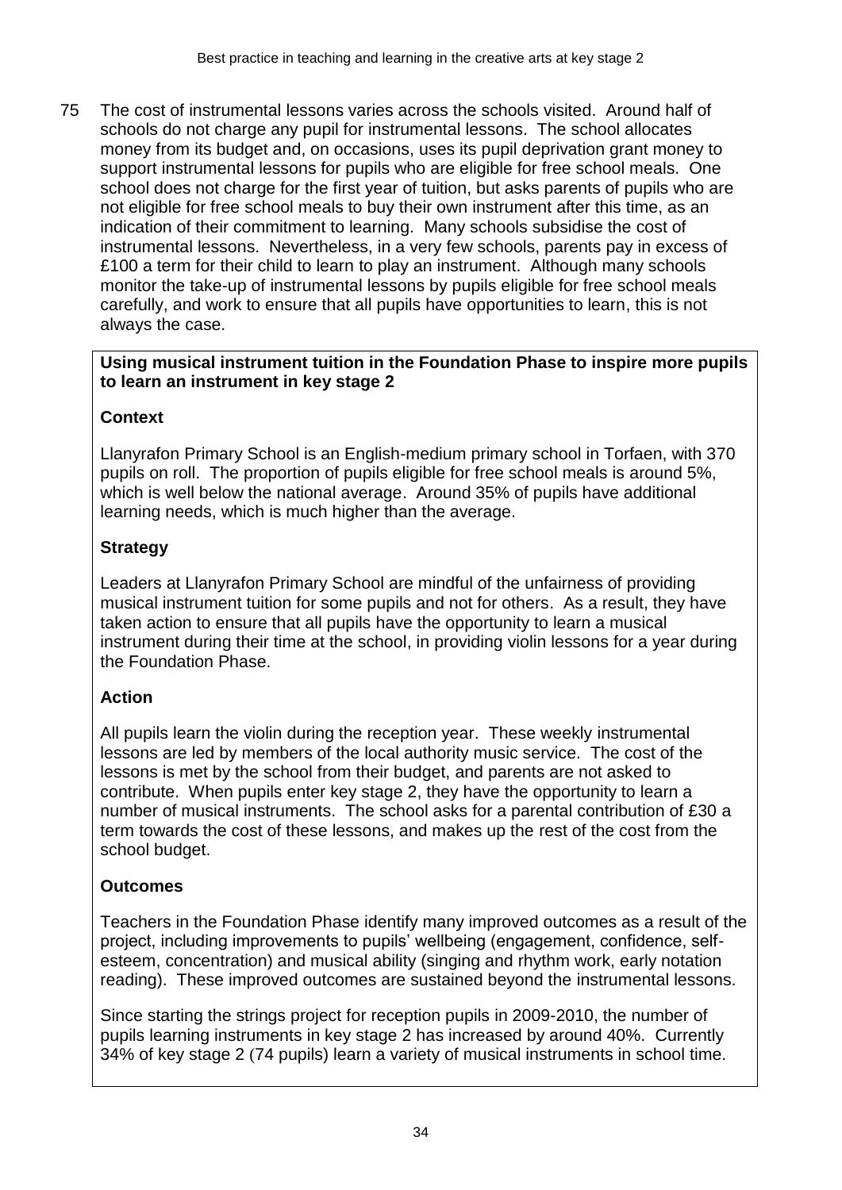75 The cost of instrumental lessons varies across the schools visited. Around half of schools do not charge any pupil for instrumental lessons. The school allocates money from its budget and, on occasions, uses its pupil deprivation grant money to support instrumental lessons for pupils who are eligible for free school meals. One school does not charge for the first year of tuition, but asks parents of pupils who are not eligible for free school meals to buy their own instrument after this time, as an indication of their commitment to learning. Many schools subsidise the cost of instrumental lessons. Nevertheless, in a very few schools, parents pay in excess of £100 a term for their child to learn to play an instrument. Although many schools monitor the take-up of instrumental lessons by pupils eligible for free school meals carefully, and work to ensure that all pupils have opportunities to learn, this is not always the case.

**Using musical instrument tuition in the Foundation Phase to inspire more pupils to learn an instrument in key stage 2**

**Context**

Llanyrafon Primary School is an English-medium primary school in Torfaen, with 370 pupils on roll. The proportion of pupils eligible for free school meals is around 5%, which is well below the national average. Around 35% of pupils have additional learning needs, which is much higher than the average.

**Strategy**

Leaders at Llanyrafon Primary School are mindful of the unfairness of providing musical instrument tuition for some pupils and not for others. As a result, they have taken action to ensure that all pupils have the opportunity to learn a musical instrument during their time at the school, in providing violin lessons for a year during the Foundation Phase.

**Action**

All pupils learn the violin during the reception year. These weekly instrumental lessons are led by members of the local authority music service. The cost of the lessons is met by the school from their budget, and parents are not asked to contribute. When pupils enter key stage 2, they have the opportunity to learn a number of musical instruments. The school asks for a parental contribution of £30 a term towards the cost of these lessons, and makes up the rest of the cost from the school budget.

**Outcomes**

Teachers in the Foundation Phase identify many improved outcomes as a result of the project, including improvements to pupils' wellbeing (engagement, confidence, self-esteem, concentration) and musical ability (singing and rhythm work, early notation reading). These improved outcomes are sustained beyond the instrumental lessons.

Since starting the strings project for reception pupils in 2009-2010, the number of pupils learning instruments in key stage 2 has increased by around 40%. Currently 34% of key stage 2 (74 pupils) learn a variety of musical instruments in school time.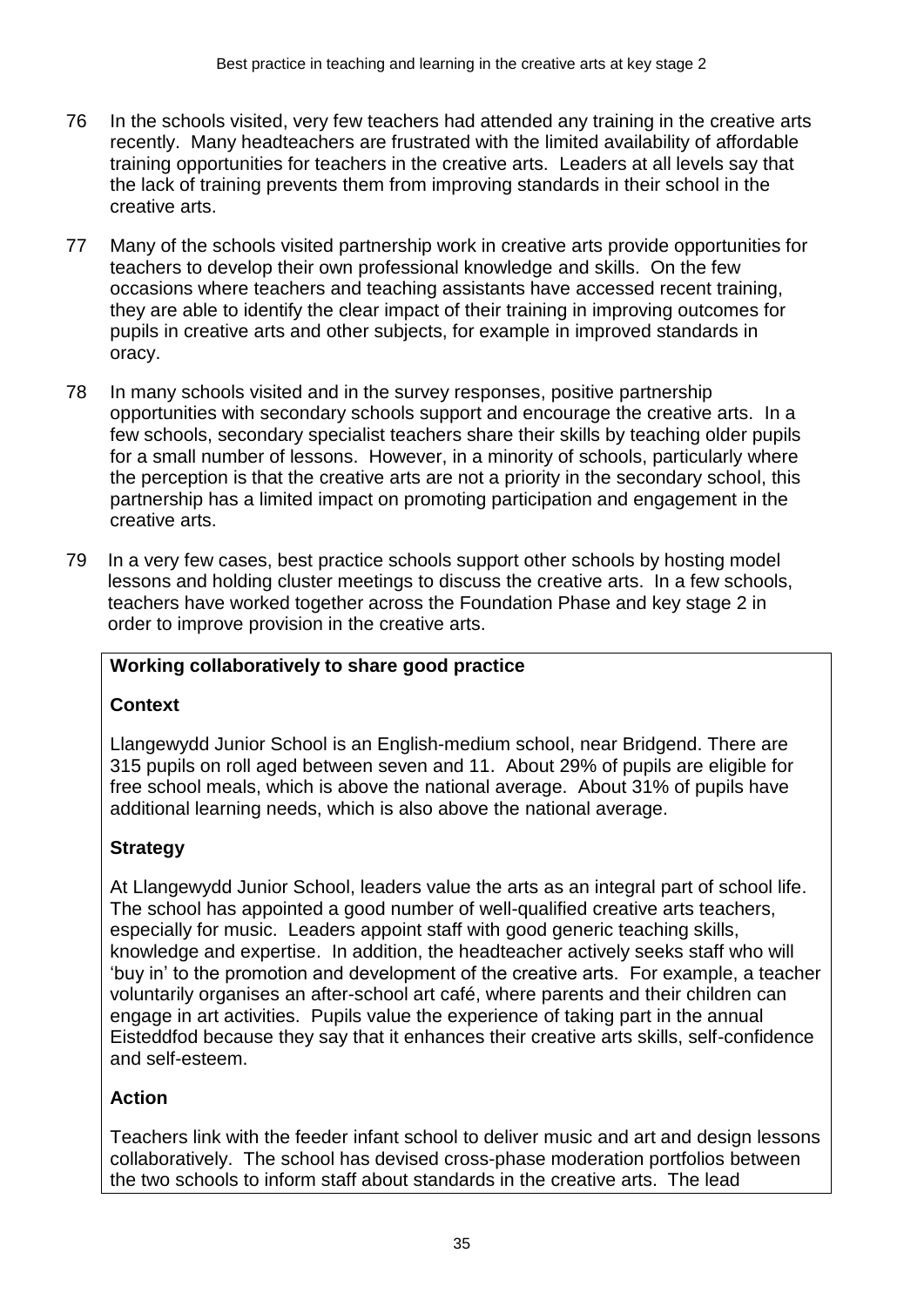76 In the schools visited, very few teachers had attended any training in the creative arts recently. Many headteachers are frustrated with the limited availability of affordable training opportunities for teachers in the creative arts. Leaders at all levels say that the lack of training prevents them from improving standards in their school in the creative arts.

77 Many of the schools visited partnership work in creative arts provide opportunities for teachers to develop their own professional knowledge and skills. On the few occasions where teachers and teaching assistants have accessed recent training, they are able to identify the clear impact of their training in improving outcomes for pupils in creative arts and other subjects, for example in improved standards in oracy.

78 In many schools visited and in the survey responses, positive partnership opportunities with secondary schools support and encourage the creative arts. In a few schools, secondary specialist teachers share their skills by teaching older pupils for a small number of lessons. However, in a minority of schools, particularly where the perception is that the creative arts are not a priority in the secondary school, this partnership has a limited impact on promoting participation and engagement in the creative arts.

79 In a very few cases, best practice schools support other schools by hosting model lessons and holding cluster meetings to discuss the creative arts. In a few schools, teachers have worked together across the Foundation Phase and key stage 2 in order to improve provision in the creative arts.

**Working collaboratively to share good practice**

**Context**

Llangewydd Junior School is an English-medium school, near Bridgend. There are 315 pupils on roll aged between seven and 11. About 29% of pupils are eligible for free school meals, which is above the national average. About 31% of pupils have additional learning needs, which is also above the national average.

**Strategy**

At Llangewydd Junior School, leaders value the arts as an integral part of school life. The school has appointed a good number of well-qualified creative arts teachers, especially for music. Leaders appoint staff with good generic teaching skills, knowledge and expertise. In addition, the headteacher actively seeks staff who will 'buy in' to the promotion and development of the creative arts. For example, a teacher voluntarily organises an after-school art café, where parents and their children can engage in art activities. Pupils value the experience of taking part in the annual Eisteddfod because they say that it enhances their creative arts skills, self-confidence and self-esteem.

**Action**

Teachers link with the feeder infant school to deliver music and art and design lessons collaboratively. The school has devised cross-phase moderation portfolios between the two schools to inform staff about standards in the creative arts. The lead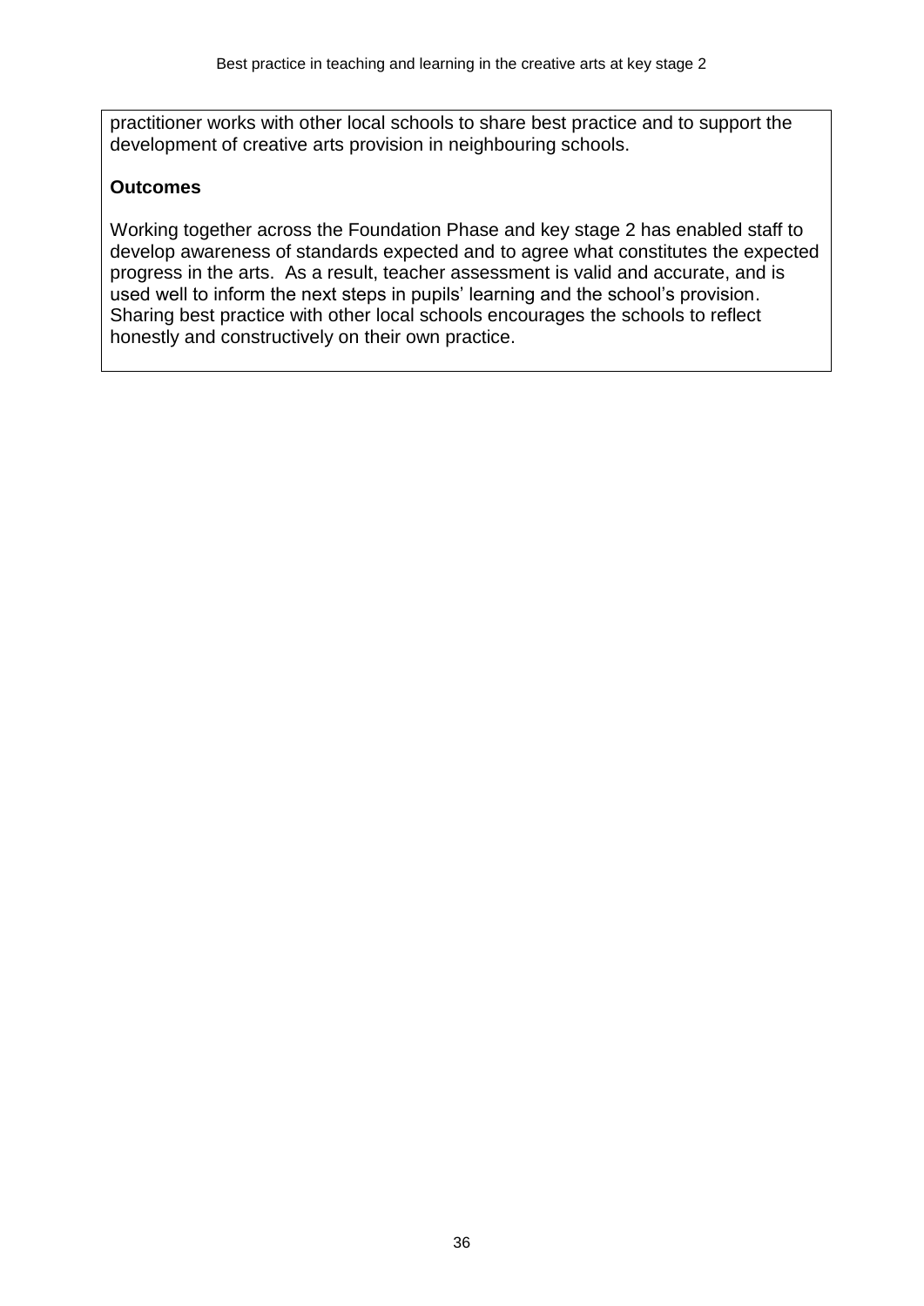practitioner works with other local schools to share best practice and to support the development of creative arts provision in neighbouring schools.

**Outcomes**

Working together across the Foundation Phase and key stage 2 has enabled staff to develop awareness of standards expected and to agree what constitutes the expected progress in the arts. As a result, teacher assessment is valid and accurate, and is used well to inform the next steps in pupils' learning and the school's provision. Sharing best practice with other local schools encourages the schools to reflect honestly and constructively on their own practice.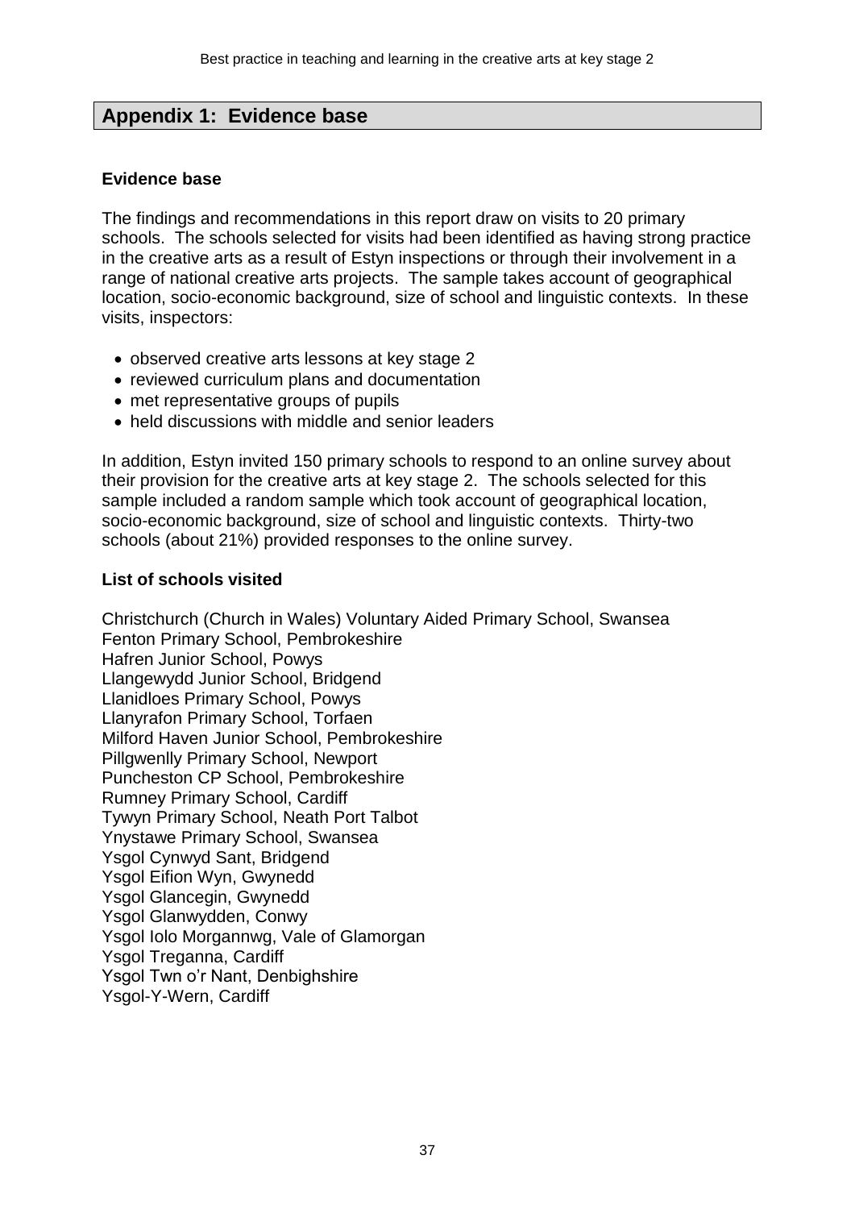## Appendix 1: Evidence base

### Evidence base

The findings and recommendations in this report draw on visits to 20 primary schools. The schools selected for visits had been identified as having strong practice in the creative arts as a result of Estyn inspections or through their involvement in a range of national creative arts projects. The sample takes account of geographical location, socio-economic background, size of school and linguistic contexts. In these visits, inspectors:

- observed creative arts lessons at key stage 2
- reviewed curriculum plans and documentation
- met representative groups of pupils
- held discussions with middle and senior leaders

In addition, Estyn invited 150 primary schools to respond to an online survey about their provision for the creative arts at key stage 2. The schools selected for this sample included a random sample which took account of geographical location, socio-economic background, size of school and linguistic contexts. Thirty-two schools (about 21%) provided responses to the online survey.

### List of schools visited

Christchurch (Church in Wales) Voluntary Aided Primary School, Swansea
Fenton Primary School, Pembrokeshire
Hafren Junior School, Powys
Llangewydd Junior School, Bridgend
Llanidloes Primary School, Powys
Llanyrafon Primary School, Torfaen
Milford Haven Junior School, Pembrokeshire
Pillgwenlly Primary School, Newport
Puncheston CP School, Pembrokeshire
Rumney Primary School, Cardiff
Tywyn Primary School, Neath Port Talbot
Ynystawe Primary School, Swansea
Ysgol Cynwyd Sant, Bridgend
Ysgol Eifion Wyn, Gwynedd
Ysgol Glancegin, Gwynedd
Ysgol Glanwydden, Conwy
Ysgol Iolo Morgannwg, Vale of Glamorgan
Ysgol Treganna, Cardiff
Ysgol Twn o'r Nant, Denbighshire
Ysgol-Y-Wern, Cardiff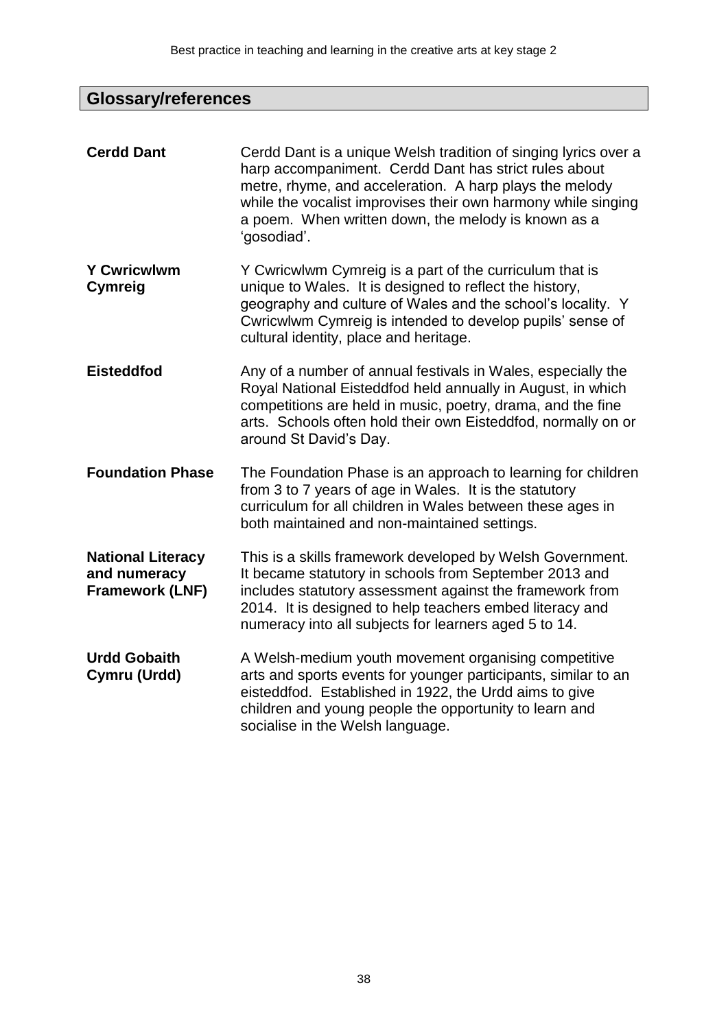## Glossary/references

**Cerdd Dant**

Cerdd Dant is a unique Welsh tradition of singing lyrics over a harp accompaniment. Cerdd Dant has strict rules about metre, rhyme, and acceleration. A harp plays the melody while the vocalist improvises their own harmony while singing a poem. When written down, the melody is known as a 'gosodiad'.

**Y Cwricwlwm Cymreig**

Y Cwricwlwm Cymreig is a part of the curriculum that is unique to Wales. It is designed to reflect the history, geography and culture of Wales and the school's locality. Y Cwricwlwm Cymreig is intended to develop pupils' sense of cultural identity, place and heritage.

**Eisteddfod**

Any of a number of annual festivals in Wales, especially the Royal National Eisteddfod held annually in August, in which competitions are held in music, poetry, drama, and the fine arts. Schools often hold their own Eisteddfod, normally on or around St David's Day.

**Foundation Phase**

The Foundation Phase is an approach to learning for children from 3 to 7 years of age in Wales. It is the statutory curriculum for all children in Wales between these ages in both maintained and non-maintained settings.

**National Literacy and numeracy Framework (LNF)**

This is a skills framework developed by Welsh Government. It became statutory in schools from September 2013 and includes statutory assessment against the framework from 2014. It is designed to help teachers embed literacy and numeracy into all subjects for learners aged 5 to 14.

**Urdd Gobaith Cymru (Urdd)**

A Welsh-medium youth movement organising competitive arts and sports events for younger participants, similar to an eisteddfod. Established in 1922, the Urdd aims to give children and young people the opportunity to learn and socialise in the Welsh language.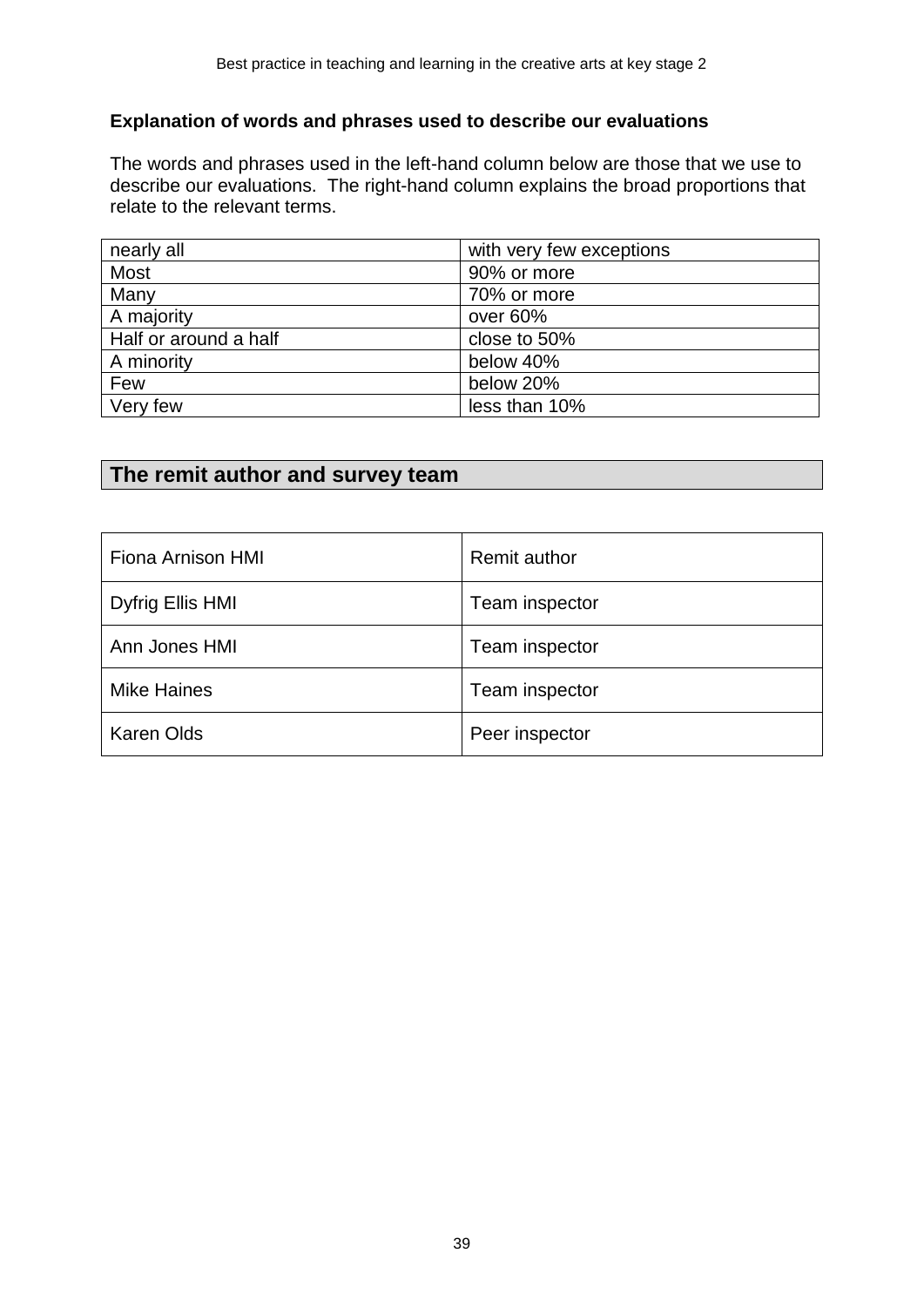**Explanation of words and phrases used to describe our evaluations**

The words and phrases used in the left-hand column below are those that we use to describe our evaluations. The right-hand column explains the broad proportions that relate to the relevant terms.

| | |
|---|---|
| nearly all | with very few exceptions |
| Most | 90% or more |
| Many | 70% or more |
| A majority | over 60% |
| Half or around a half | close to 50% |
| A minority | below 40% |
| Few | below 20% |
| Very few | less than 10% |

## The remit author and survey team

| | |
|---|---|
| Fiona Arnison HMI | Remit author |
| Dyfrig Ellis HMI | Team inspector |
| Ann Jones HMI | Team inspector |
| Mike Haines | Team inspector |
| Karen Olds | Peer inspector |